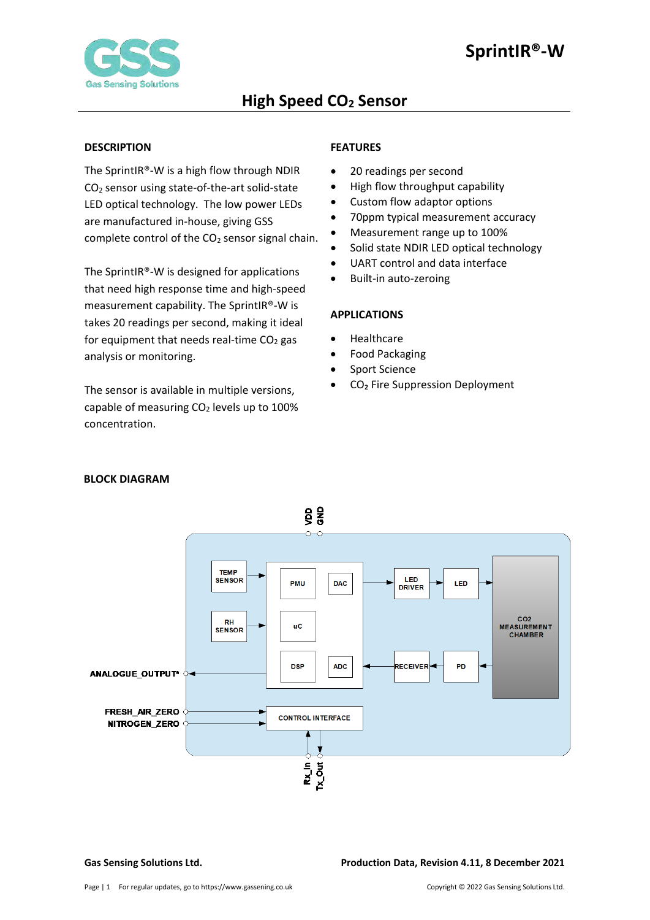# SprintIR®-W

## High Speed $CO_2$ Sensor

### DESCRIPTION

The SprintIR®-W is a high flow through NDIR $CO_2$ sensor using state-of-the-art solid-state LED optical technology. The low power LEDs are manufactured in-house, giving GSS complete control of the $CO_2$ sensor signal chain.

The SprintIR®-W is designed for applications that need high response time and high-speed measurement capability. The SprintIR®-W is takes 20 readings per second, making it ideal for equipment that needs real-time $CO_2$ gas analysis or monitoring.

The sensor is available in multiple versions, capable of measuring $CO_2$ levels up to 100% concentration.

### FEATURES

- 20 readings per second
- High flow throughput capability
- Custom flow adaptor options
- 70ppm typical measurement accuracy
- Measurement range up to 100%
- Solid state NDIR LED optical technology
- UART control and data interface
- Built-in auto-zeroing

### APPLICATIONS

- Healthcare
- Food Packaging
- Sport Science
- $CO_2$ Fire Suppression Deployment

### BLOCK DIAGRAM

VDD GND

TEMP SENSOR, RH SENSOR, PMU, DAC, uC, DSP, ADC, LED DRIVER, LED, RECEIVER, PD, CO2 MEASUREMENT CHAMBER

ANALOGUE_OUTPUT*

FRESH_AIR_ZERO

NITROGEN_ZERO

CONTROL INTERFACE

Rx_In Tx_Out

**Gas Sensing Solutions Ltd.** **Production Data, Revision 4.11, 8 December 2021**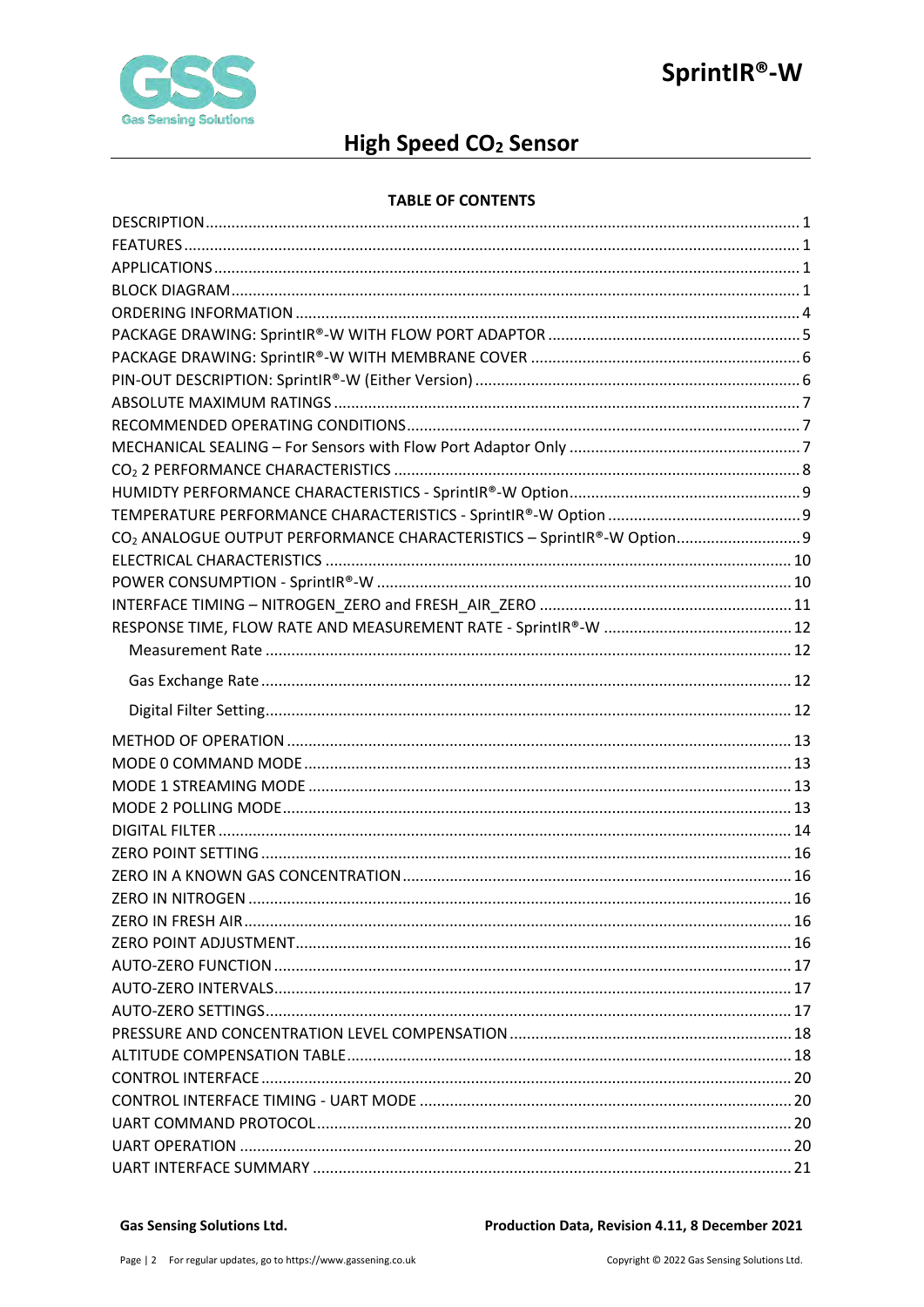## TABLE OF CONTENTS

DESCRIPTION ........ 1
FEATURES ........ 1
APPLICATIONS ........ 1
BLOCK DIAGRAM ........ 1
ORDERING INFORMATION ........ 4
PACKAGE DRAWING: SprintIR®-W WITH FLOW PORT ADAPTOR ........ 5
PACKAGE DRAWING: SprintIR®-W WITH MEMBRANE COVER ........ 6
PIN-OUT DESCRIPTION: SprintIR®-W (Either Version) ........ 6
ABSOLUTE MAXIMUM RATINGS ........ 7
RECOMMENDED OPERATING CONDITIONS ........ 7
MECHANICAL SEALING – For Sensors with Flow Port Adaptor Only ........ 7
$CO_2$ 2 PERFORMANCE CHARACTERISTICS ........ 8
HUMIDTY PERFORMANCE CHARACTERISTICS - SprintIR®-W Option ........ 9
TEMPERATURE PERFORMANCE CHARACTERISTICS - SprintIR®-W Option ........ 9
$CO_2$ ANALOGUE OUTPUT PERFORMANCE CHARACTERISTICS – SprintIR®-W Option ........ 9
ELECTRICAL CHARACTERISTICS ........ 10
POWER CONSUMPTION - SprintIR®-W ........ 10
INTERFACE TIMING – NITROGEN_ZERO and FRESH_AIR_ZERO ........ 11
RESPONSE TIME, FLOW RATE AND MEASUREMENT RATE - SprintIR®-W ........ 12
- Measurement Rate ........ 12
- Gas Exchange Rate ........ 12
- Digital Filter Setting ........ 12

METHOD OF OPERATION ........ 13
MODE 0 COMMAND MODE ........ 13
MODE 1 STREAMING MODE ........ 13
MODE 2 POLLING MODE ........ 13
DIGITAL FILTER ........ 14
ZERO POINT SETTING ........ 16
ZERO IN A KNOWN GAS CONCENTRATION ........ 16
ZERO IN NITROGEN ........ 16
ZERO IN FRESH AIR ........ 16
ZERO POINT ADJUSTMENT ........ 16
AUTO-ZERO FUNCTION ........ 17
AUTO-ZERO INTERVALS ........ 17
AUTO-ZERO SETTINGS ........ 17
PRESSURE AND CONCENTRATION LEVEL COMPENSATION ........ 18
ALTITUDE COMPENSATION TABLE ........ 18
CONTROL INTERFACE ........ 20
CONTROL INTERFACE TIMING - UART MODE ........ 20
UART COMMAND PROTOCOL ........ 20
UART OPERATION ........ 20
UART INTERFACE SUMMARY ........ 21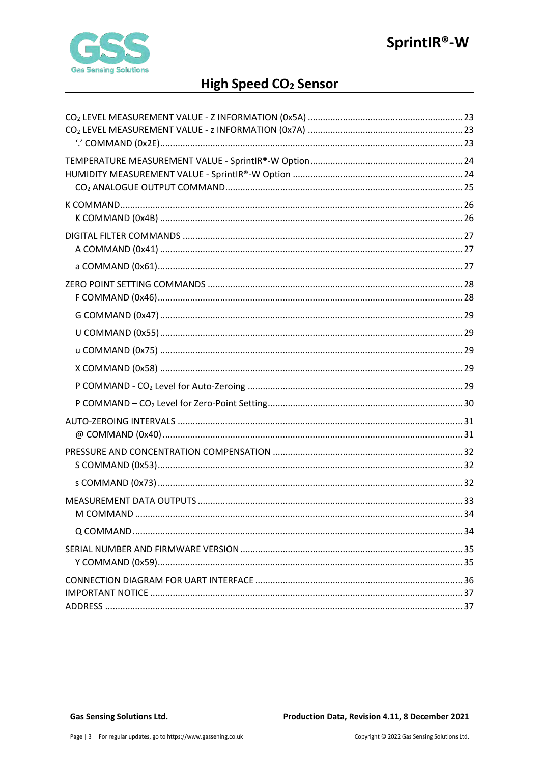$CO_2$ LEVEL MEASUREMENT VALUE - Z INFORMATION (0x5A) .......... 23
$CO_2$ LEVEL MEASUREMENT VALUE - z INFORMATION (0x7A) .......... 23
- '.' COMMAND (0x2E) .......... 23

TEMPERATURE MEASUREMENT VALUE - SprintIR®-W Option .......... 24
HUMIDITY MEASUREMENT VALUE - SprintIR®-W Option .......... 24
- $CO_2$ ANALOGUE OUTPUT COMMAND .......... 25

K COMMAND .......... 26
- K COMMAND (0x4B) .......... 26

DIGITAL FILTER COMMANDS .......... 27
- A COMMAND (0x41) .......... 27
- a COMMAND (0x61) .......... 27

ZERO POINT SETTING COMMANDS .......... 28
- F COMMAND (0x46) .......... 28
- G COMMAND (0x47) .......... 29
- U COMMAND (0x55) .......... 29
- u COMMAND (0x75) .......... 29
- X COMMAND (0x58) .......... 29
- P COMMAND - $CO_2$ Level for Auto-Zeroing .......... 29
- P COMMAND – $CO_2$ Level for Zero-Point Setting .......... 30

AUTO-ZEROING INTERVALS .......... 31
- @ COMMAND (0x40) .......... 31

PRESSURE AND CONCENTRATION COMPENSATION .......... 32
- S COMMAND (0x53) .......... 32
- s COMMAND (0x73) .......... 32

MEASUREMENT DATA OUTPUTS .......... 33
- M COMMAND .......... 34
- Q COMMAND .......... 34

SERIAL NUMBER AND FIRMWARE VERSION .......... 35
- Y COMMAND (0x59) .......... 35

CONNECTION DIAGRAM FOR UART INTERFACE .......... 36
IMPORTANT NOTICE .......... 37
ADDRESS .......... 37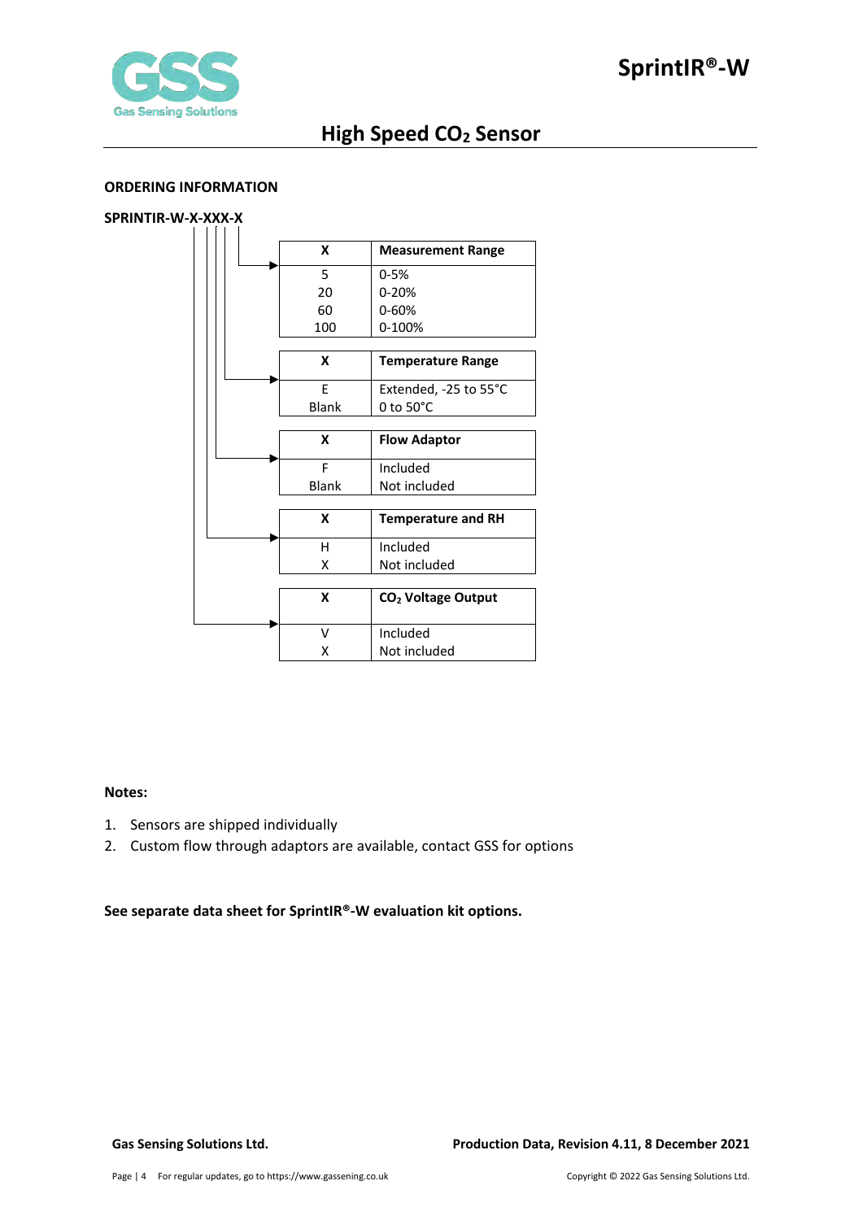# High Speed $CO_2$ Sensor

**ORDERING INFORMATION**

**SPRINTIR-W-X-XXX-X**

| X | Measurement Range |
|---|---|
| 5 | 0-5% |
| 20 | 0-20% |
| 60 | 0-60% |
| 100 | 0-100% |

| X | Temperature Range |
|---|---|
| E | Extended, -25 to 55°C |
| Blank | 0 to 50°C |

| X | Flow Adaptor |
|---|---|
| F | Included |
| Blank | Not included |

| X | Temperature and RH |
|---|---|
| H | Included |
| X | Not included |

| X | $CO_2$ Voltage Output |
|---|---|
| V | Included |
| X | Not included |

**Notes:**

1. Sensors are shipped individually
2. Custom flow through adaptors are available, contact GSS for options

**See separate data sheet for SprintIR®-W evaluation kit options.**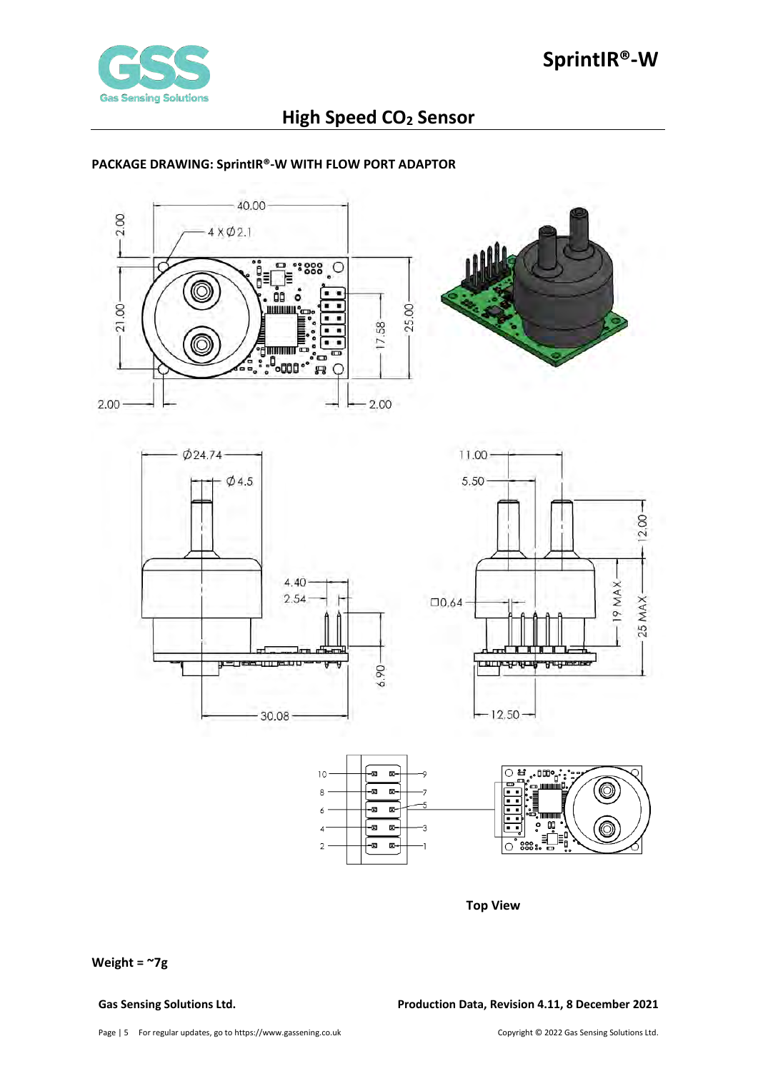## PACKAGE DRAWING: SprintIR®-W WITH FLOW PORT ADAPTOR

**Top View**

**Weight = ~7g**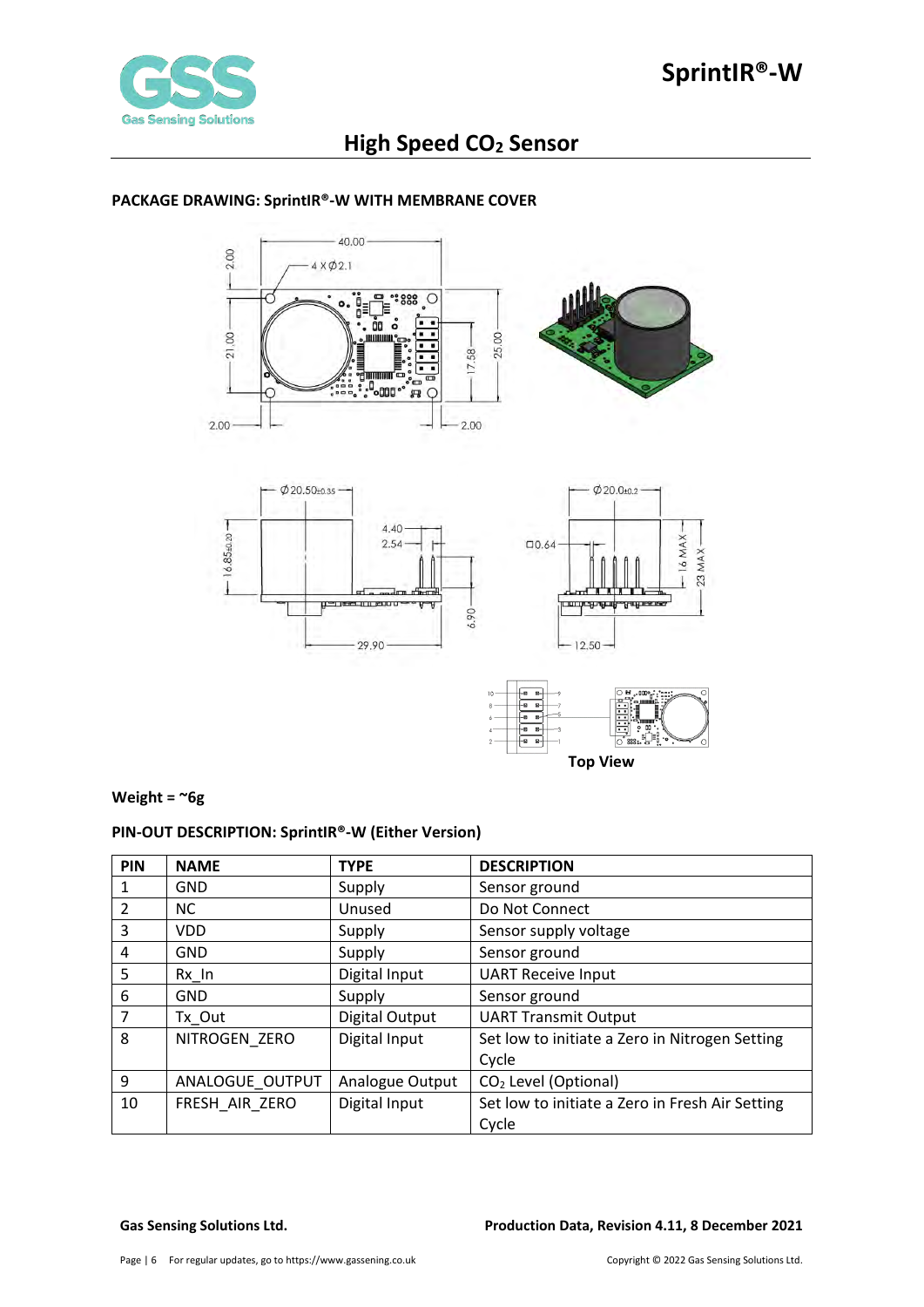## PACKAGE DRAWING: SprintIR®-W WITH MEMBRANE COVER

Top View

**Weight = ~6g**

## PIN-OUT DESCRIPTION: SprintIR®-W (Either Version)

| PIN | NAME | TYPE | DESCRIPTION |
|---|---|---|---|
| 1 | GND | Supply | Sensor ground |
| 2 | NC | Unused | Do Not Connect |
| 3 | VDD | Supply | Sensor supply voltage |
| 4 | GND | Supply | Sensor ground |
| 5 | Rx_In | Digital Input | UART Receive Input |
| 6 | GND | Supply | Sensor ground |
| 7 | Tx_Out | Digital Output | UART Transmit Output |
| 8 | NITROGEN_ZERO | Digital Input | Set low to initiate a Zero in Nitrogen Setting Cycle |
| 9 | ANALOGUE_OUTPUT | Analogue Output | $CO_2$ Level (Optional) |
| 10 | FRESH_AIR_ZERO | Digital Input | Set low to initiate a Zero in Fresh Air Setting Cycle |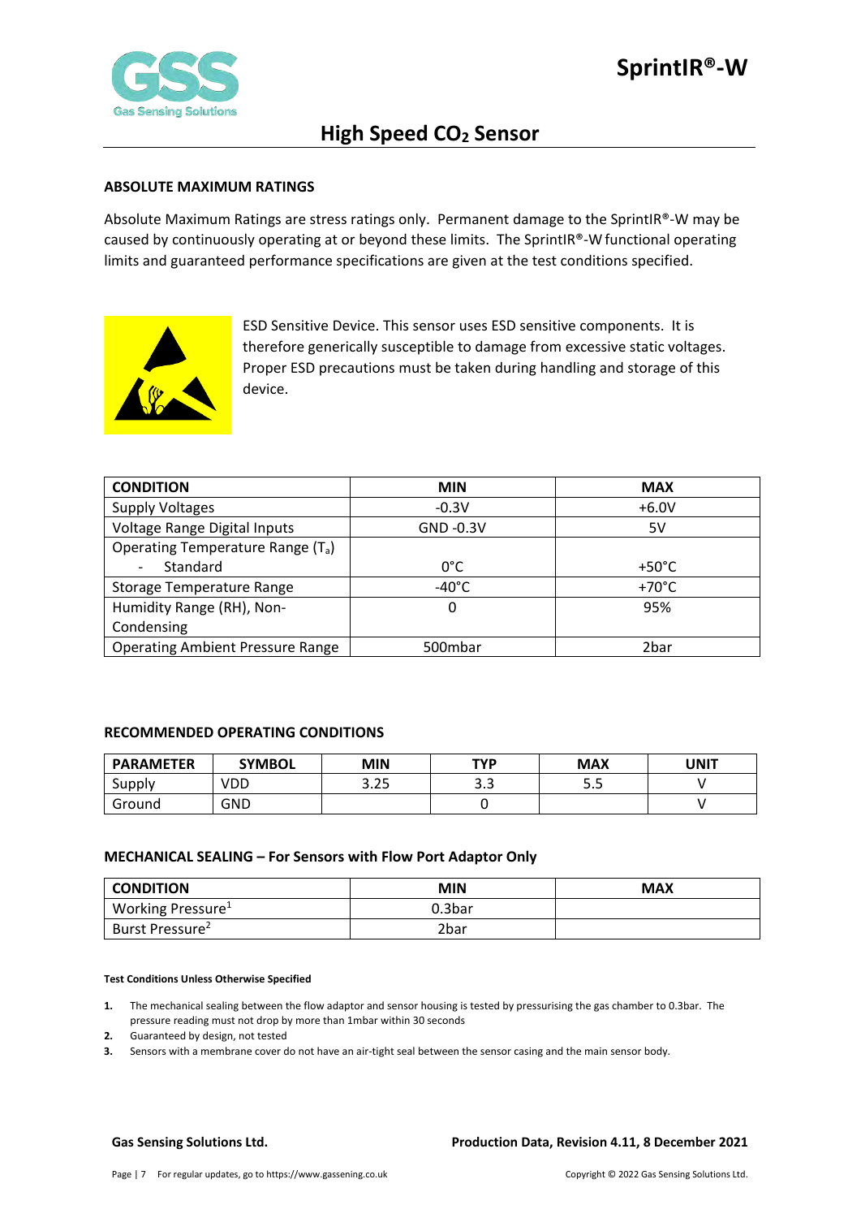## ABSOLUTE MAXIMUM RATINGS

Absolute Maximum Ratings are stress ratings only. Permanent damage to the SprintIR®-W may be caused by continuously operating at or beyond these limits. The SprintIR®-W functional operating limits and guaranteed performance specifications are given at the test conditions specified.

ESD Sensitive Device. This sensor uses ESD sensitive components. It is therefore generically susceptible to damage from excessive static voltages. Proper ESD precautions must be taken during handling and storage of this device.

| CONDITION | MIN | MAX |
|---|---|---|
| Supply Voltages | -0.3V | +6.0V |
| Voltage Range Digital Inputs | GND -0.3V | 5V |
| Operating Temperature Range ($T_a$)<br>- Standard | 0°C | +50°C |
| Storage Temperature Range | -40°C | +70°C |
| Humidity Range (RH), Non-Condensing | 0 | 95% |
| Operating Ambient Pressure Range | 500mbar | 2bar |

## RECOMMENDED OPERATING CONDITIONS

| PARAMETER | SYMBOL | MIN | TYP | MAX | UNIT |
|---|---|---|---|---|---|
| Supply | VDD | 3.25 | 3.3 | 5.5 | V |
| Ground | GND | | 0 | | V |

## MECHANICAL SEALING – For Sensors with Flow Port Adaptor Only

| CONDITION | MIN | MAX |
|---|---|---|
| Working Pressure[1] | 0.3bar | |
| Burst Pressure[2] | 2bar | |

**Test Conditions Unless Otherwise Specified**

1. The mechanical sealing between the flow adaptor and sensor housing is tested by pressurising the gas chamber to 0.3bar. The pressure reading must not drop by more than 1mbar within 30 seconds
2. Guaranteed by design, not tested
3. Sensors with a membrane cover do not have an air-tight seal between the sensor casing and the main sensor body.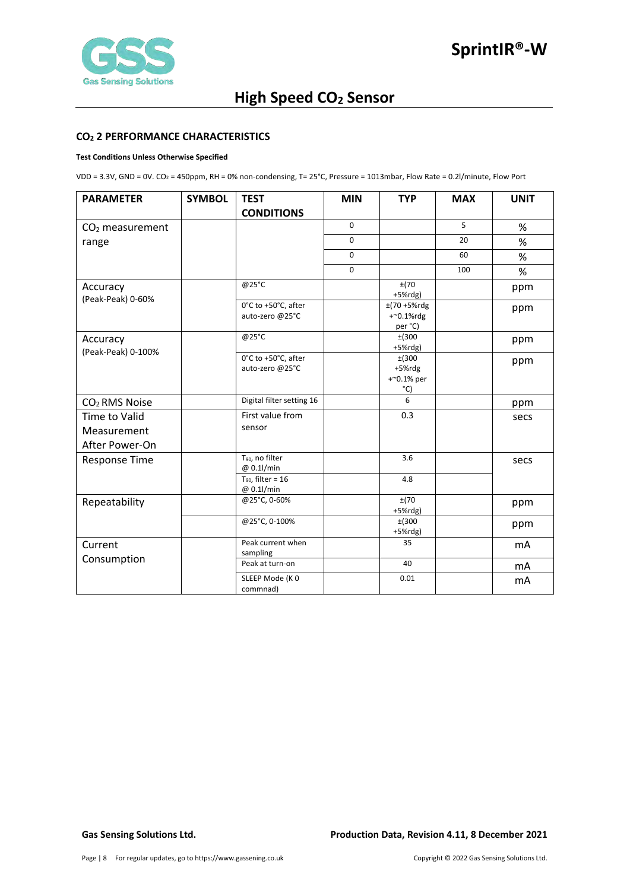## $CO_2$ 2 PERFORMANCE CHARACTERISTICS

**Test Conditions Unless Otherwise Specified**

VDD = 3.3V, GND = 0V. $CO_2$ = 450ppm, RH = 0% non-condensing, T= 25°C, Pressure = 1013mbar, Flow Rate = 0.2l/minute, Flow Port

| PARAMETER | SYMBOL | TEST CONDITIONS | MIN | TYP | MAX | UNIT |
|---|---|---|---|---|---|---|
| $CO_2$ measurement range | | | 0 | | 5 | % |
| | | | 0 | | 20 | % |
| | | | 0 | | 60 | % |
| | | | 0 | | 100 | % |
| Accuracy (Peak-Peak) 0-60% | | @25°C | | ±(70 +5%rdg) | | ppm |
| | | 0°C to +50°C, after auto-zero @25°C | | ±(70 +5%rdg +~0.1%rdg per °C) | | ppm |
| Accuracy (Peak-Peak) 0-100% | | @25°C | | ±(300 +5%rdg) | | ppm |
| | | 0°C to +50°C, after auto-zero @25°C | | ±(300 +5%rdg +~0.1% per °C) | | ppm |
| $CO_2$ RMS Noise | | Digital filter setting 16 | | 6 | | ppm |
| Time to Valid Measurement After Power-On | | First value from sensor | | 0.3 | | secs |
| Response Time | | $T_{90}$, no filter @ 0.1l/min | | 3.6 | | secs |
| | | $T_{90}$, filter = 16 @ 0.1l/min | | 4.8 | | |
| Repeatability | | @25°C, 0-60% | | ±(70 +5%rdg) | | ppm |
| | | @25°C, 0-100% | | ±(300 +5%rdg) | | ppm |
| Current Consumption | | Peak current when sampling | | 35 | | mA |
| | | Peak at turn-on | | 40 | | mA |
| | | SLEEP Mode (K 0 commnad) | | 0.01 | | mA |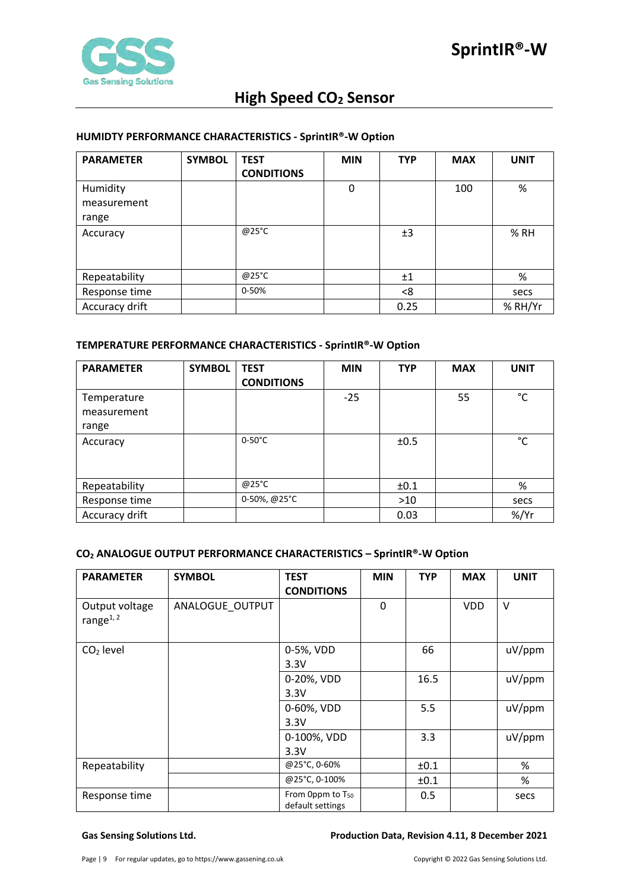## HUMIDTY PERFORMANCE CHARACTERISTICS - SprintIR®-W Option

| PARAMETER | SYMBOL | TEST CONDITIONS | MIN | TYP | MAX | UNIT |
|---|---|---|---|---|---|---|
| Humidity measurement range | | | 0 | | 100 | % |
| Accuracy | | @25°C | | ±3 | | % RH |
| Repeatability | | @25°C | | ±1 | | % |
| Response time | | 0-50% | | <8 | | secs |
| Accuracy drift | | | | 0.25 | | % RH/Yr |

## TEMPERATURE PERFORMANCE CHARACTERISTICS - SprintIR®-W Option

| PARAMETER | SYMBOL | TEST CONDITIONS | MIN | TYP | MAX | UNIT |
|---|---|---|---|---|---|---|
| Temperature measurement range | | | -25 | | 55 | °C |
| Accuracy | | 0-50°C | | ±0.5 | | °C |
| Repeatability | | @25°C | | ±0.1 | | % |
| Response time | | 0-50%, @25°C | | >10 | | secs |
| Accuracy drift | | | | 0.03 | | %/Yr |

## $CO_2$ ANALOGUE OUTPUT PERFORMANCE CHARACTERISTICS – SprintIR®-W Option

| PARAMETER | SYMBOL | TEST CONDITIONS | MIN | TYP | MAX | UNIT |
|---|---|---|---|---|---|---|
| Output voltage range[1, 2] | ANALOGUE_OUTPUT | | 0 | | VDD | V |
| $CO_2$ level | | 0-5%, VDD 3.3V | | 66 | | uV/ppm |
| | | 0-20%, VDD 3.3V | | 16.5 | | uV/ppm |
| | | 0-60%, VDD 3.3V | | 5.5 | | uV/ppm |
| | | 0-100%, VDD 3.3V | | 3.3 | | uV/ppm |
| Repeatability | | @25°C, 0-60% | | ±0.1 | | % |
| | | @25°C, 0-100% | | ±0.1 | | % |
| Response time | | From 0ppm to $T_{50}$ default settings | | 0.5 | | secs |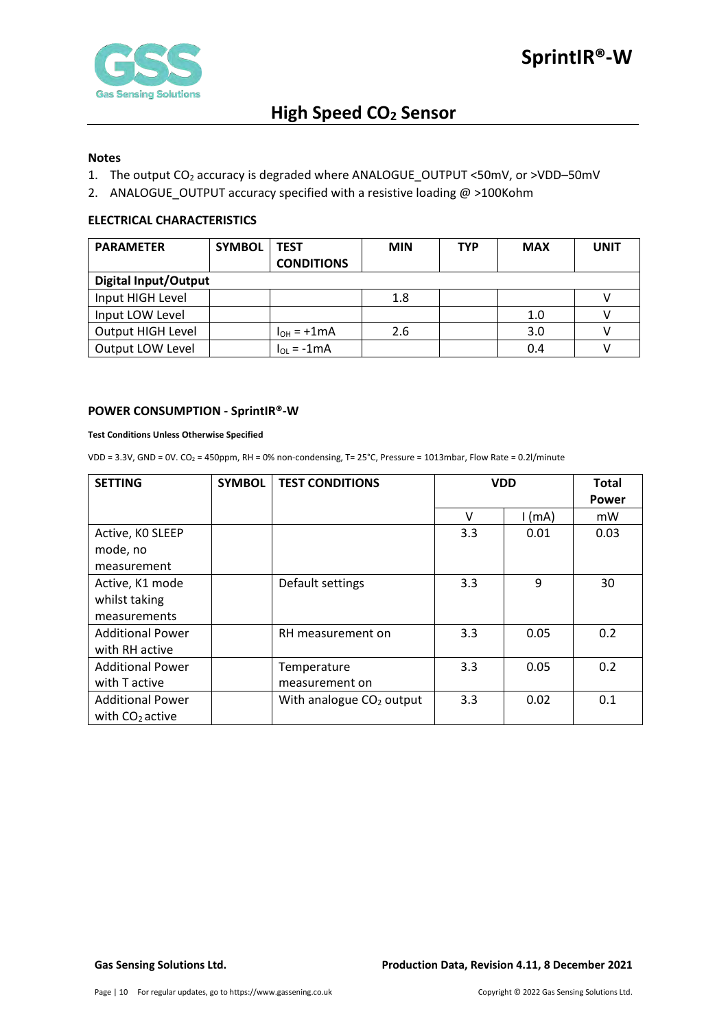**Notes**

1. The output $CO_2$ accuracy is degraded where ANALOGUE_OUTPUT <50mV, or >VDD–50mV
2. ANALOGUE_OUTPUT accuracy specified with a resistive loading @ >100Kohm

**ELECTRICAL CHARACTERISTICS**

| PARAMETER | SYMBOL | TEST CONDITIONS | MIN | TYP | MAX | UNIT |
|---|---|---|---|---|---|---|
| **Digital Input/Output** | | | | | | |
| Input HIGH Level | | | 1.8 | | | V |
| Input LOW Level | | | | | 1.0 | V |
| Output HIGH Level | | $I_{OH}$ = +1mA | 2.6 | | 3.0 | V |
| Output LOW Level | | $I_{OL}$ = -1mA | | | 0.4 | V |

**POWER CONSUMPTION - SprintIR®-W**

**Test Conditions Unless Otherwise Specified**

VDD = 3.3V, GND = 0V. $CO_2$ = 450ppm, RH = 0% non-condensing, T= 25°C, Pressure = 1013mbar, Flow Rate = 0.2l/minute

| SETTING | SYMBOL | TEST CONDITIONS | VDD | | Total Power |
|---|---|---|---|---|---|
| | | | V | I (mA) | mW |
| Active, K0 SLEEP mode, no measurement | | | 3.3 | 0.01 | 0.03 |
| Active, K1 mode whilst taking measurements | | Default settings | 3.3 | 9 | 30 |
| Additional Power with RH active | | RH measurement on | 3.3 | 0.05 | 0.2 |
| Additional Power with T active | | Temperature measurement on | 3.3 | 0.05 | 0.2 |
| Additional Power with $CO_2$ active | | With analogue $CO_2$ output | 3.3 | 0.02 | 0.1 |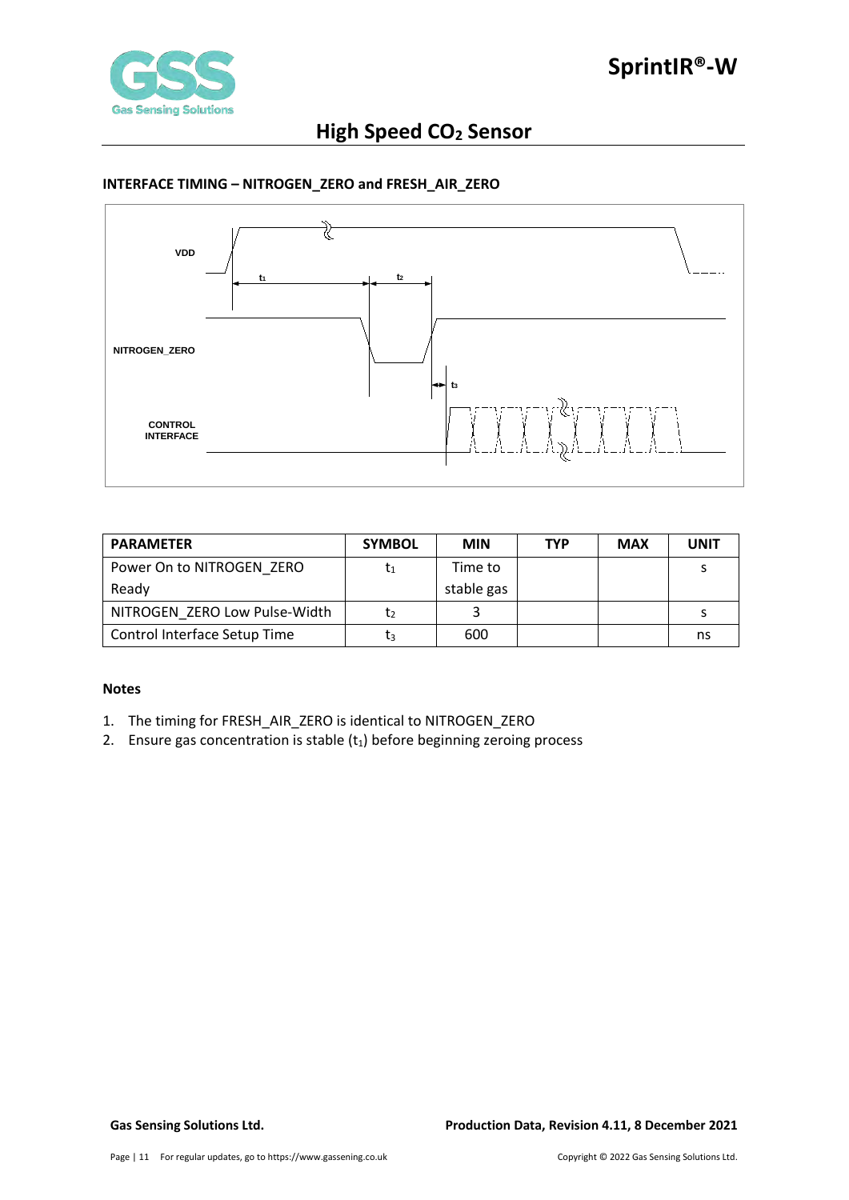### INTERFACE TIMING – NITROGEN_ZERO and FRESH_AIR_ZERO

| PARAMETER | SYMBOL | MIN | TYP | MAX | UNIT |
| --- | --- | --- | --- | --- | --- |
| Power On to NITROGEN_ZERO Ready | $t_1$ | Time to stable gas | | | s |
| NITROGEN_ZERO Low Pulse-Width | $t_2$ | 3 | | | s |
| Control Interface Setup Time | $t_3$ | 600 | | | ns |

**Notes**

1. The timing for FRESH_AIR_ZERO is identical to NITROGEN_ZERO
2. Ensure gas concentration is stable ($t_1$) before beginning zeroing process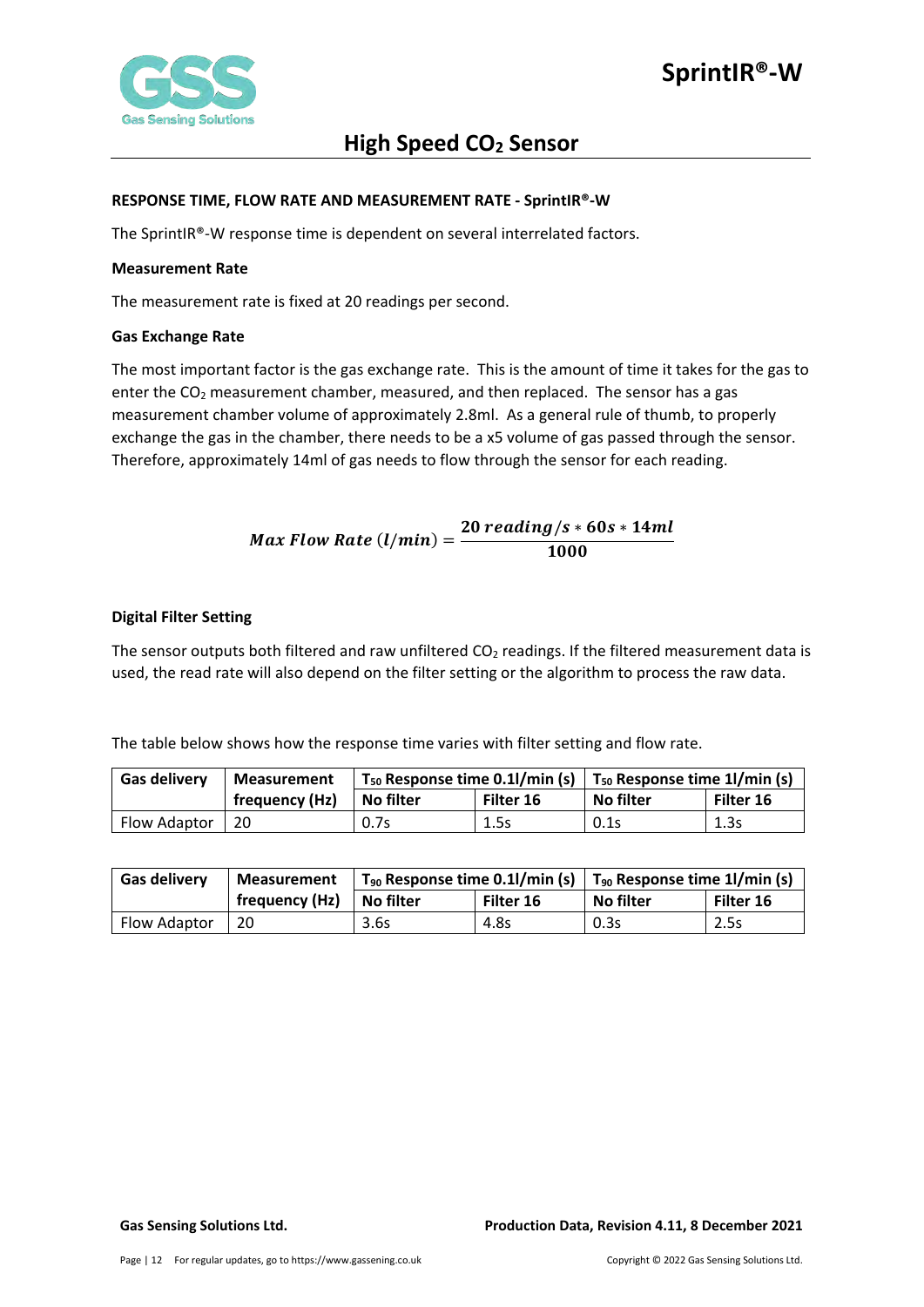### RESPONSE TIME, FLOW RATE AND MEASUREMENT RATE - SprintIR®-W

The SprintIR®-W response time is dependent on several interrelated factors.

**Measurement Rate**

The measurement rate is fixed at 20 readings per second.

**Gas Exchange Rate**

The most important factor is the gas exchange rate. This is the amount of time it takes for the gas to enter the $CO_2$ measurement chamber, measured, and then replaced. The sensor has a gas measurement chamber volume of approximately 2.8ml. As a general rule of thumb, to properly exchange the gas in the chamber, there needs to be a x5 volume of gas passed through the sensor. Therefore, approximately 14ml of gas needs to flow through the sensor for each reading.

$$Max\ Flow\ Rate\ (l/min) = \frac{20\ reading/s * 60s * 14ml}{1000}$$

**Digital Filter Setting**

The sensor outputs both filtered and raw unfiltered $CO_2$ readings. If the filtered measurement data is used, the read rate will also depend on the filter setting or the algorithm to process the raw data.

The table below shows how the response time varies with filter setting and flow rate.

| Gas delivery | Measurement frequency (Hz) | $T_{50}$ Response time 0.1l/min (s) | | $T_{50}$ Response time 1l/min (s) | |
|---|---|---|---|---|---|
| | | No filter | Filter 16 | No filter | Filter 16 |
| Flow Adaptor | 20 | 0.7s | 1.5s | 0.1s | 1.3s |

| Gas delivery | Measurement frequency (Hz) | $T_{90}$ Response time 0.1l/min (s) | | $T_{90}$ Response time 1l/min (s) | |
|---|---|---|---|---|---|
| | | No filter | Filter 16 | No filter | Filter 16 |
| Flow Adaptor | 20 | 3.6s | 4.8s | 0.3s | 2.5s |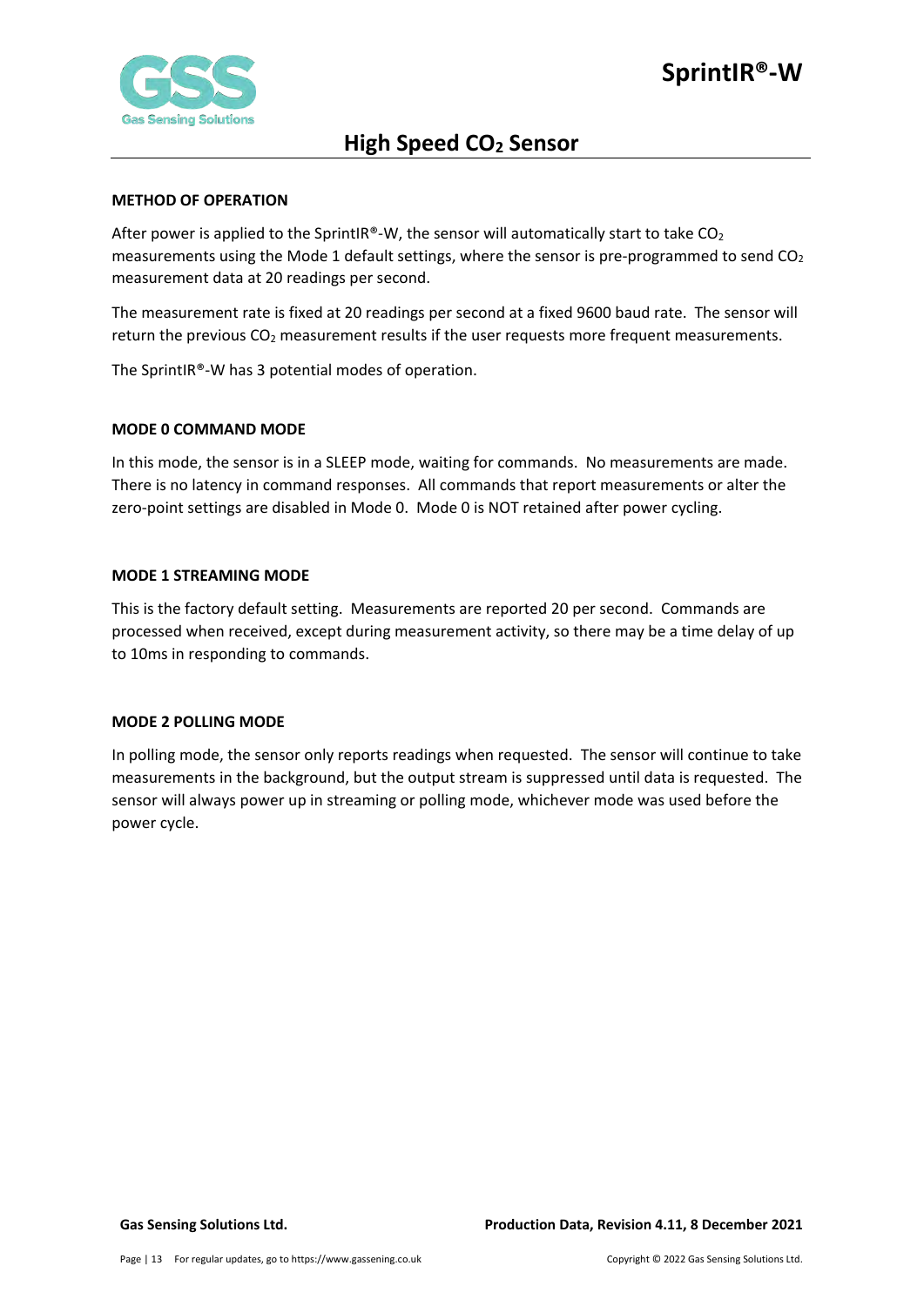## METHOD OF OPERATION

After power is applied to the SprintIR®-W, the sensor will automatically start to take $CO_2$ measurements using the Mode 1 default settings, where the sensor is pre-programmed to send $CO_2$ measurement data at 20 readings per second.

The measurement rate is fixed at 20 readings per second at a fixed 9600 baud rate. The sensor will return the previous $CO_2$ measurement results if the user requests more frequent measurements.

The SprintIR®-W has 3 potential modes of operation.

## MODE 0 COMMAND MODE

In this mode, the sensor is in a SLEEP mode, waiting for commands. No measurements are made. There is no latency in command responses. All commands that report measurements or alter the zero-point settings are disabled in Mode 0. Mode 0 is NOT retained after power cycling.

## MODE 1 STREAMING MODE

This is the factory default setting. Measurements are reported 20 per second. Commands are processed when received, except during measurement activity, so there may be a time delay of up to 10ms in responding to commands.

## MODE 2 POLLING MODE

In polling mode, the sensor only reports readings when requested. The sensor will continue to take measurements in the background, but the output stream is suppressed until data is requested. The sensor will always power up in streaming or polling mode, whichever mode was used before the power cycle.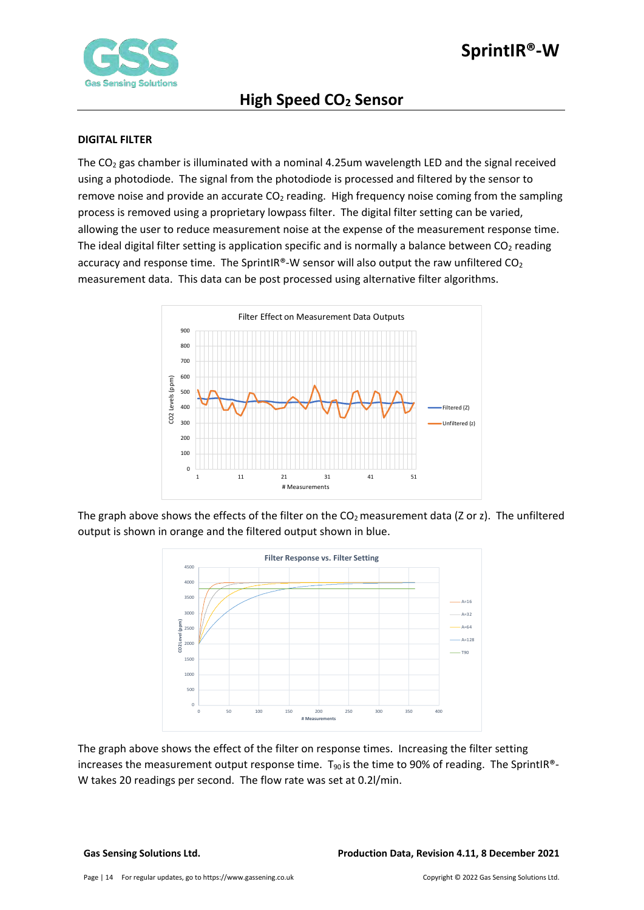## DIGITAL FILTER

The $CO_2$ gas chamber is illuminated with a nominal 4.25um wavelength LED and the signal received using a photodiode. The signal from the photodiode is processed and filtered by the sensor to remove noise and provide an accurate $CO_2$ reading. High frequency noise coming from the sampling process is removed using a proprietary lowpass filter. The digital filter setting can be varied, allowing the user to reduce measurement noise at the expense of the measurement response time. The ideal digital filter setting is application specific and is normally a balance between $CO_2$ reading accuracy and response time. The SprintIR®-W sensor will also output the raw unfiltered $CO_2$ measurement data. This data can be post processed using alternative filter algorithms.

The graph above shows the effects of the filter on the $CO_2$ measurement data (Z or z). The unfiltered output is shown in orange and the filtered output shown in blue.

The graph above shows the effect of the filter on response times. Increasing the filter setting increases the measurement output response time. $T_{90}$ is the time to 90% of reading. The SprintIR®-W takes 20 readings per second. The flow rate was set at 0.2l/min.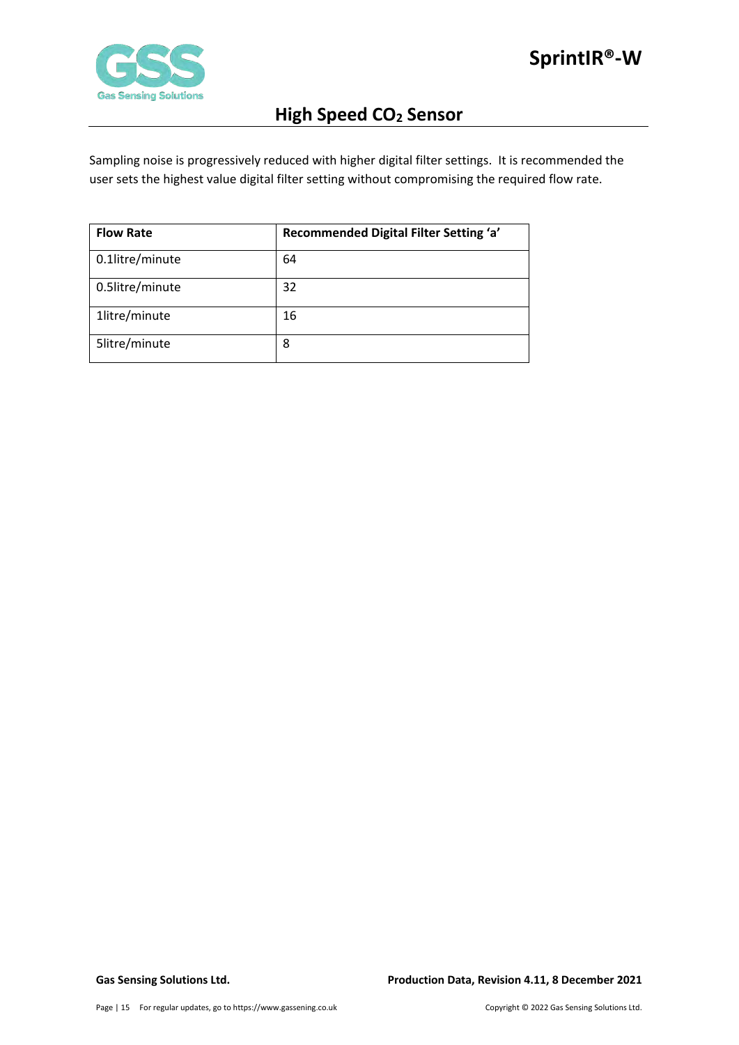Sampling noise is progressively reduced with higher digital filter settings. It is recommended the user sets the highest value digital filter setting without compromising the required flow rate.

| Flow Rate | Recommended Digital Filter Setting ‘a’ |
| --- | --- |
| 0.1litre/minute | 64 |
| 0.5litre/minute | 32 |
| 1litre/minute | 16 |
| 5litre/minute | 8 |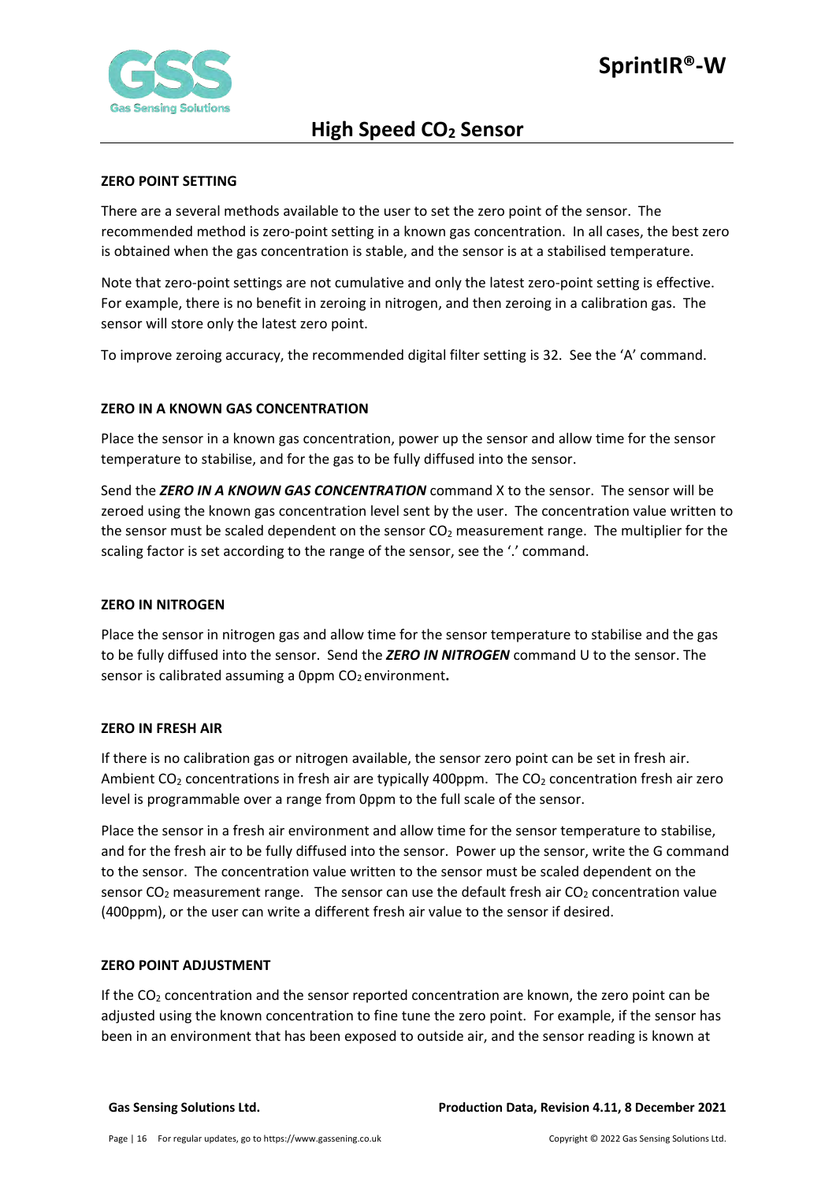## ZERO POINT SETTING

There are a several methods available to the user to set the zero point of the sensor. The recommended method is zero-point setting in a known gas concentration. In all cases, the best zero is obtained when the gas concentration is stable, and the sensor is at a stabilised temperature.

Note that zero-point settings are not cumulative and only the latest zero-point setting is effective. For example, there is no benefit in zeroing in nitrogen, and then zeroing in a calibration gas. The sensor will store only the latest zero point.

To improve zeroing accuracy, the recommended digital filter setting is 32. See the 'A' command.

## ZERO IN A KNOWN GAS CONCENTRATION

Place the sensor in a known gas concentration, power up the sensor and allow time for the sensor temperature to stabilise, and for the gas to be fully diffused into the sensor.

Send the ***ZERO IN A KNOWN GAS CONCENTRATION*** command X to the sensor. The sensor will be zeroed using the known gas concentration level sent by the user. The concentration value written to the sensor must be scaled dependent on the sensor $CO_2$ measurement range. The multiplier for the scaling factor is set according to the range of the sensor, see the '.' command.

## ZERO IN NITROGEN

Place the sensor in nitrogen gas and allow time for the sensor temperature to stabilise and the gas to be fully diffused into the sensor. Send the ***ZERO IN NITROGEN*** command U to the sensor. The sensor is calibrated assuming a 0ppm $CO_2$ environment**.**

## ZERO IN FRESH AIR

If there is no calibration gas or nitrogen available, the sensor zero point can be set in fresh air. Ambient $CO_2$ concentrations in fresh air are typically 400ppm. The $CO_2$ concentration fresh air zero level is programmable over a range from 0ppm to the full scale of the sensor.

Place the sensor in a fresh air environment and allow time for the sensor temperature to stabilise, and for the fresh air to be fully diffused into the sensor. Power up the sensor, write the G command to the sensor. The concentration value written to the sensor must be scaled dependent on the sensor $CO_2$ measurement range. The sensor can use the default fresh air $CO_2$ concentration value (400ppm), or the user can write a different fresh air value to the sensor if desired.

## ZERO POINT ADJUSTMENT

If the $CO_2$ concentration and the sensor reported concentration are known, the zero point can be adjusted using the known concentration to fine tune the zero point. For example, if the sensor has been in an environment that has been exposed to outside air, and the sensor reading is known at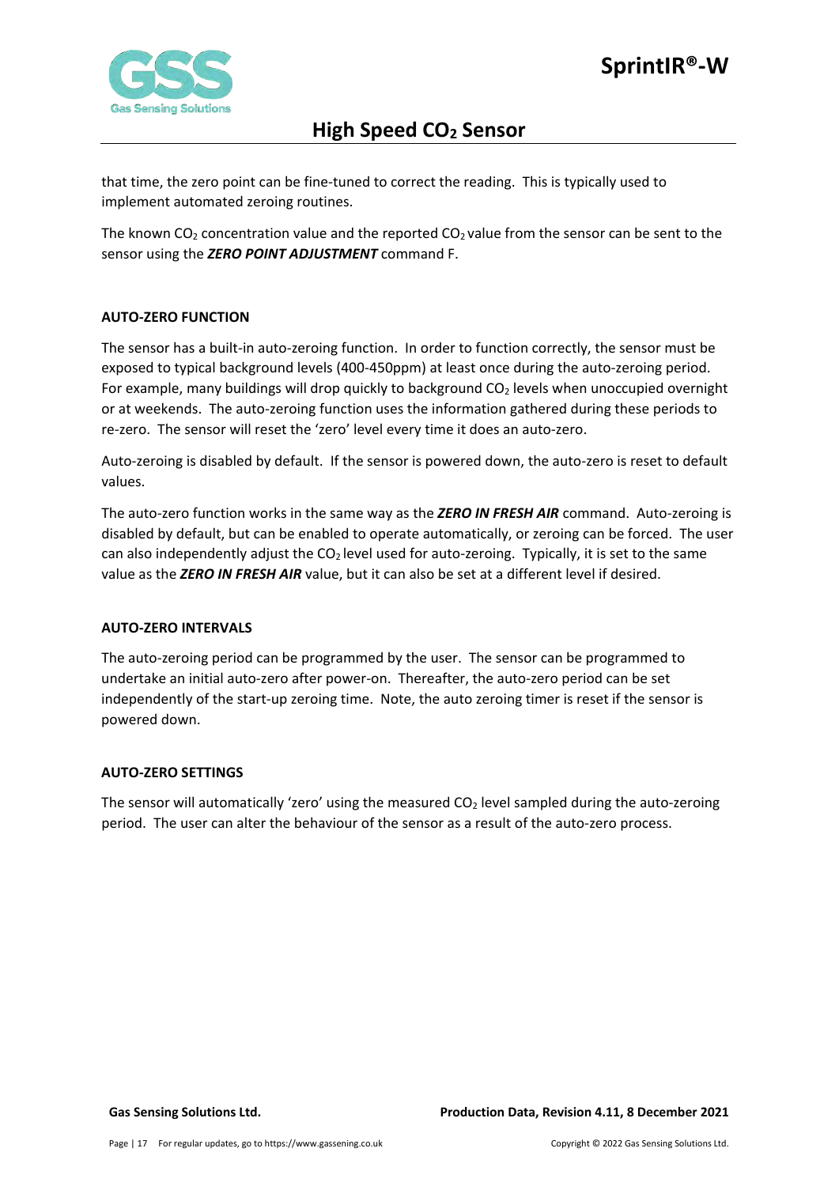that time, the zero point can be fine-tuned to correct the reading. This is typically used to implement automated zeroing routines.

The known $CO_2$ concentration value and the reported $CO_2$ value from the sensor can be sent to the sensor using the ***ZERO POINT ADJUSTMENT*** command F.

#### AUTO-ZERO FUNCTION

The sensor has a built-in auto-zeroing function. In order to function correctly, the sensor must be exposed to typical background levels (400-450ppm) at least once during the auto-zeroing period. For example, many buildings will drop quickly to background $CO_2$ levels when unoccupied overnight or at weekends. The auto-zeroing function uses the information gathered during these periods to re-zero. The sensor will reset the 'zero' level every time it does an auto-zero.

Auto-zeroing is disabled by default. If the sensor is powered down, the auto-zero is reset to default values.

The auto-zero function works in the same way as the ***ZERO IN FRESH AIR*** command. Auto-zeroing is disabled by default, but can be enabled to operate automatically, or zeroing can be forced. The user can also independently adjust the $CO_2$ level used for auto-zeroing. Typically, it is set to the same value as the ***ZERO IN FRESH AIR*** value, but it can also be set at a different level if desired.

#### AUTO-ZERO INTERVALS

The auto-zeroing period can be programmed by the user. The sensor can be programmed to undertake an initial auto-zero after power-on. Thereafter, the auto-zero period can be set independently of the start-up zeroing time. Note, the auto zeroing timer is reset if the sensor is powered down.

#### AUTO-ZERO SETTINGS

The sensor will automatically 'zero' using the measured $CO_2$ level sampled during the auto-zeroing period. The user can alter the behaviour of the sensor as a result of the auto-zero process.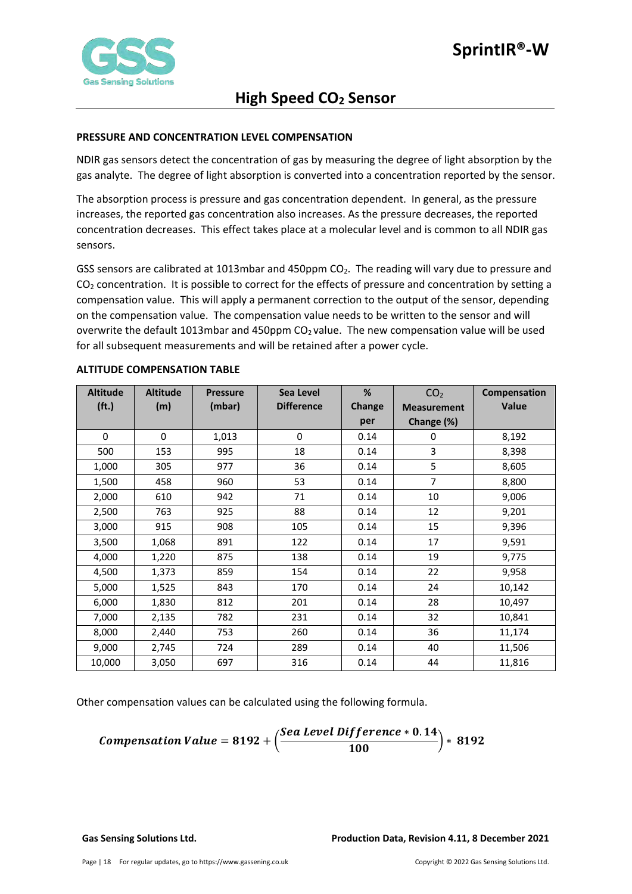## PRESSURE AND CONCENTRATION LEVEL COMPENSATION

NDIR gas sensors detect the concentration of gas by measuring the degree of light absorption by the gas analyte. The degree of light absorption is converted into a concentration reported by the sensor.

The absorption process is pressure and gas concentration dependent. In general, as the pressure increases, the reported gas concentration also increases. As the pressure decreases, the reported concentration decreases. This effect takes place at a molecular level and is common to all NDIR gas sensors.

GSS sensors are calibrated at 1013mbar and 450ppm $CO_2$. The reading will vary due to pressure and $CO_2$ concentration. It is possible to correct for the effects of pressure and concentration by setting a compensation value. This will apply a permanent correction to the output of the sensor, depending on the compensation value. The compensation value needs to be written to the sensor and will overwrite the default 1013mbar and 450ppm $CO_2$ value. The new compensation value will be used for all subsequent measurements and will be retained after a power cycle.

### ALTITUDE COMPENSATION TABLE

| Altitude (ft.) | Altitude (m) | Pressure (mbar) | Sea Level Difference | % Change per | $CO_2$ Measurement Change (%) | Compensation Value |
|---|---|---|---|---|---|---|
| 0 | 0 | 1,013 | 0 | 0.14 | 0 | 8,192 |
| 500 | 153 | 995 | 18 | 0.14 | 3 | 8,398 |
| 1,000 | 305 | 977 | 36 | 0.14 | 5 | 8,605 |
| 1,500 | 458 | 960 | 53 | 0.14 | 7 | 8,800 |
| 2,000 | 610 | 942 | 71 | 0.14 | 10 | 9,006 |
| 2,500 | 763 | 925 | 88 | 0.14 | 12 | 9,201 |
| 3,000 | 915 | 908 | 105 | 0.14 | 15 | 9,396 |
| 3,500 | 1,068 | 891 | 122 | 0.14 | 17 | 9,591 |
| 4,000 | 1,220 | 875 | 138 | 0.14 | 19 | 9,775 |
| 4,500 | 1,373 | 859 | 154 | 0.14 | 22 | 9,958 |
| 5,000 | 1,525 | 843 | 170 | 0.14 | 24 | 10,142 |
| 6,000 | 1,830 | 812 | 201 | 0.14 | 28 | 10,497 |
| 7,000 | 2,135 | 782 | 231 | 0.14 | 32 | 10,841 |
| 8,000 | 2,440 | 753 | 260 | 0.14 | 36 | 11,174 |
| 9,000 | 2,745 | 724 | 289 | 0.14 | 40 | 11,506 |
| 10,000 | 3,050 | 697 | 316 | 0.14 | 44 | 11,816 |

Other compensation values can be calculated using the following formula.

$$Compensation\ Value = 8192 + \left(\frac{Sea\ Level\ Difference * 0.14}{100}\right) * 8192$$

**Gas Sensing Solutions Ltd.** **Production Data, Revision 4.11, 8 December 2021**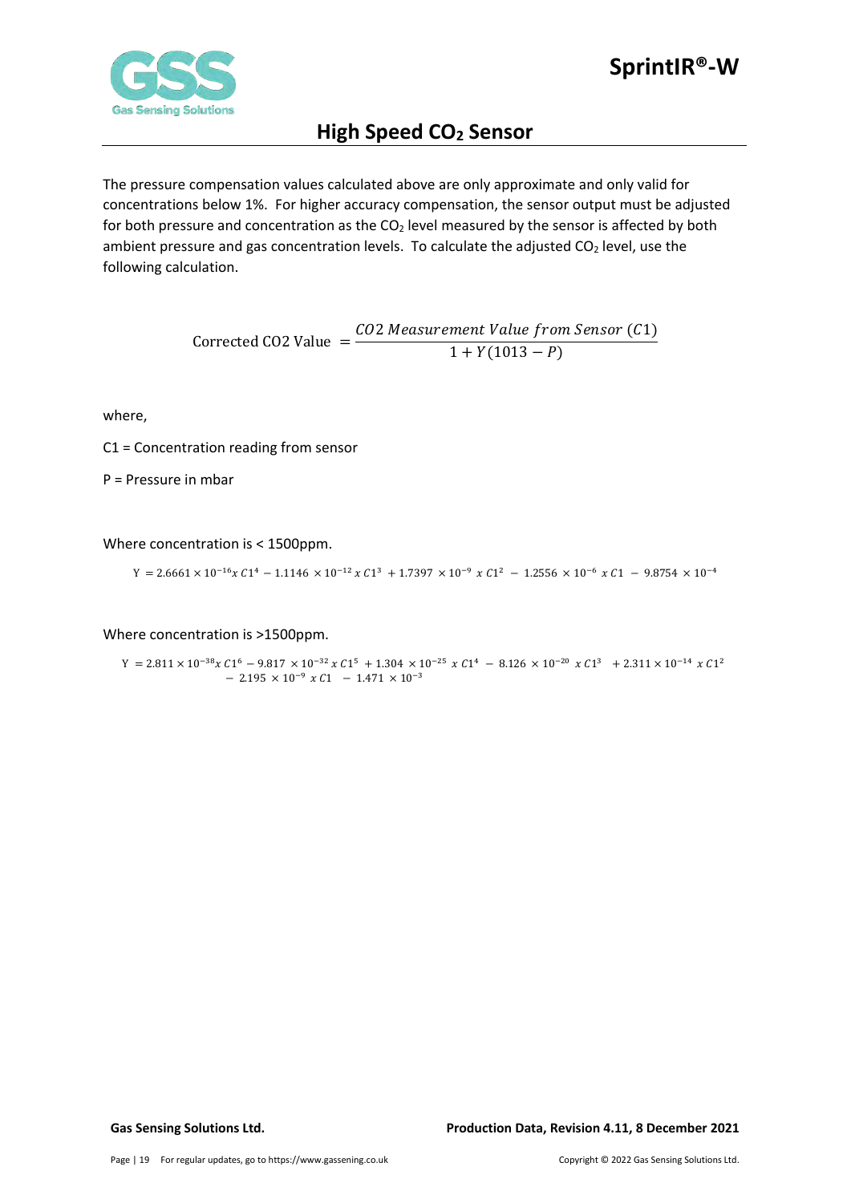The pressure compensation values calculated above are only approximate and only valid for concentrations below 1%. For higher accuracy compensation, the sensor output must be adjusted for both pressure and concentration as the $CO_2$ level measured by the sensor is affected by both ambient pressure and gas concentration levels. To calculate the adjusted $CO_2$ level, use the following calculation.

$$\text{Corrected CO2 Value } = \frac{CO2\ Measurement\ Value\ from\ Sensor\ (C1)}{1 + Y(1013 - P)}$$

where,

C1 = Concentration reading from sensor

P = Pressure in mbar

Where concentration is < 1500ppm.

$$\text{Y } = 2.6661 \times 10^{-16} x\ C1^4 - 1.1146 \times 10^{-12}\ x\ C1^3 + 1.7397 \times 10^{-9}\ x\ C1^2 - 1.2556 \times 10^{-6}\ x\ C1 - 9.8754 \times 10^{-4}$$

Where concentration is >1500ppm.

$$\text{Y } = 2.811 \times 10^{-38} x\ C1^6 - 9.817 \times 10^{-32}\ x\ C1^5 + 1.304 \times 10^{-25}\ x\ C1^4 - 8.126 \times 10^{-20}\ x\ C1^3 + 2.311 \times 10^{-14}\ x\ C1^2 - 2.195 \times 10^{-9}\ x\ C1 - 1.471 \times 10^{-3}$$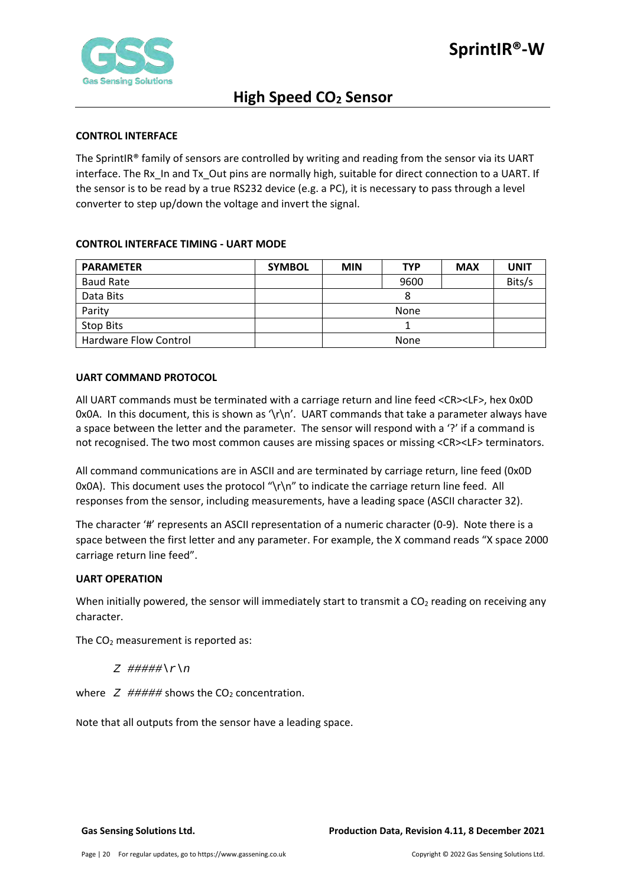## CONTROL INTERFACE

The SprintIR® family of sensors are controlled by writing and reading from the sensor via its UART interface. The Rx_In and Tx_Out pins are normally high, suitable for direct connection to a UART. If the sensor is to be read by a true RS232 device (e.g. a PC), it is necessary to pass through a level converter to step up/down the voltage and invert the signal.

## CONTROL INTERFACE TIMING - UART MODE

| PARAMETER | SYMBOL | MIN | TYP | MAX | UNIT |
|---|---|---|---|---|---|
| Baud Rate | | | 9600 | | Bits/s |
| Data Bits | | | 8 | | |
| Parity | | | None | | |
| Stop Bits | | | 1 | | |
| Hardware Flow Control | | | None | | |

## UART COMMAND PROTOCOL

All UART commands must be terminated with a carriage return and line feed <CR><LF>, hex 0x0D 0x0A. In this document, this is shown as '\r\n'. UART commands that take a parameter always have a space between the letter and the parameter. The sensor will respond with a '?' if a command is not recognised. The two most common causes are missing spaces or missing <CR><LF> terminators.

All command communications are in ASCII and are terminated by carriage return, line feed (0x0D 0x0A). This document uses the protocol "\r\n" to indicate the carriage return line feed. All responses from the sensor, including measurements, have a leading space (ASCII character 32).

The character '#' represents an ASCII representation of a numeric character (0-9). Note there is a space between the first letter and any parameter. For example, the X command reads "X space 2000 carriage return line feed".

## UART OPERATION

When initially powered, the sensor will immediately start to transmit a $CO_2$ reading on receiving any character.

The $CO_2$ measurement is reported as:

*Z #####\r\n*

where *Z #####* shows the $CO_2$ concentration.

Note that all outputs from the sensor have a leading space.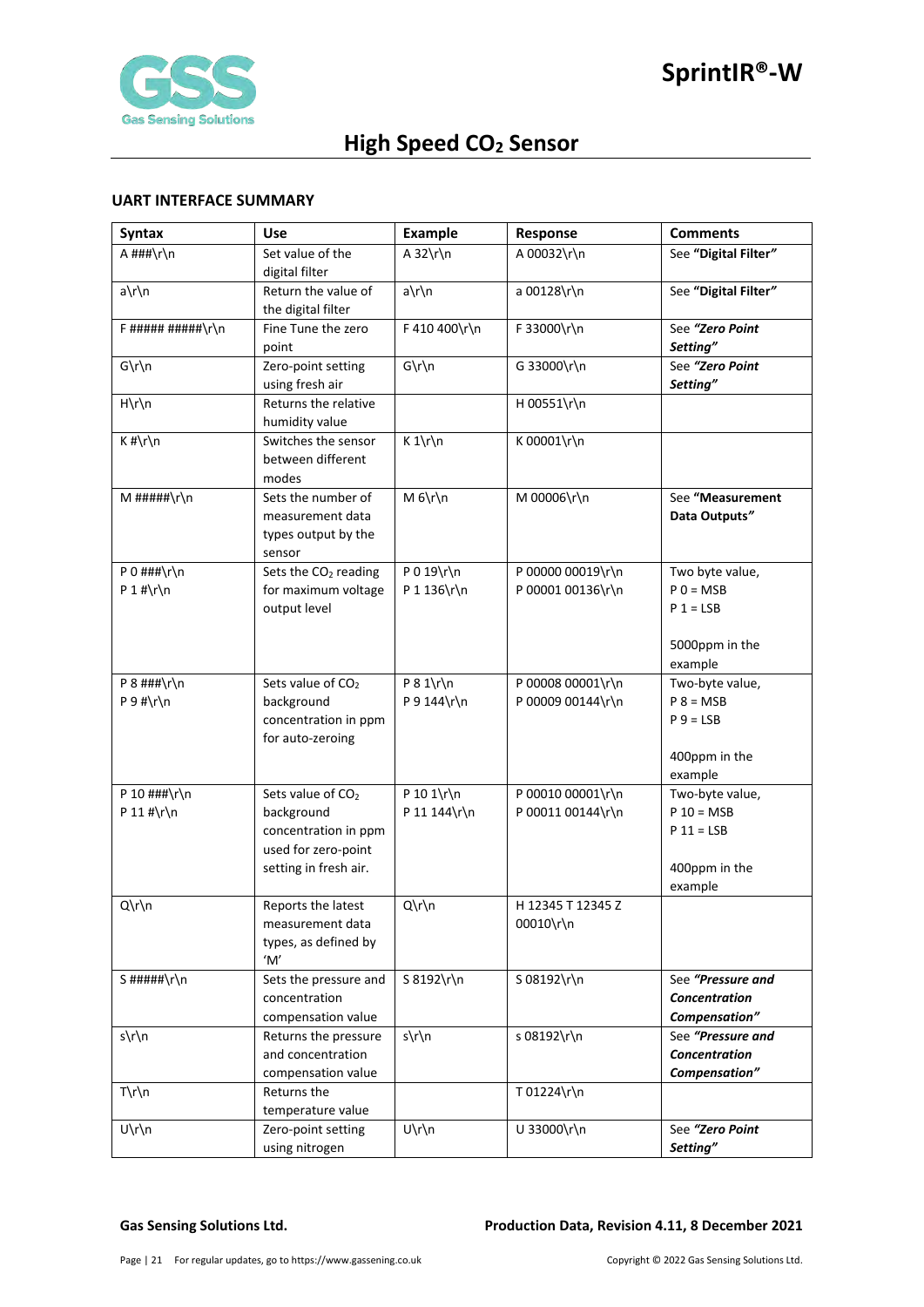## UART INTERFACE SUMMARY

| Syntax | Use | Example | Response | Comments |
|---|---|---|---|---|
| A ###\r\n | Set value of the digital filter | A 32\r\n | A 00032\r\n | See **"Digital Filter"** |
| a\r\n | Return the value of the digital filter | a\r\n | a 00128\r\n | See **"Digital Filter"** |
| F ##### #####\r\n | Fine Tune the zero point | F 410 400\r\n | F 33000\r\n | See ***"Zero Point Setting"*** |
| G\r\n | Zero-point setting using fresh air | G\r\n | G 33000\r\n | See ***"Zero Point Setting"*** |
| H\r\n | Returns the relative humidity value | | H 00551\r\n | |
| K #\r\n | Switches the sensor between different modes | K 1\r\n | K 00001\r\n | |
| M #####\r\n | Sets the number of measurement data types output by the sensor | M 6\r\n | M 00006\r\n | See **"Measurement Data Outputs"** |
| P 0 ###\r\n<br>P 1 #\r\n | Sets the $CO_2$ reading for maximum voltage output level | P 0 19\r\n<br>P 1 136\r\n | P 00000 00019\r\n<br>P 00001 00136\r\n | Two byte value,<br>P 0 = MSB<br>P 1 = LSB<br><br>5000ppm in the example |
| P 8 ###\r\n<br>P 9 #\r\n | Sets value of $CO_2$ background concentration in ppm for auto-zeroing | P 8 1\r\n<br>P 9 144\r\n | P 00008 00001\r\n<br>P 00009 00144\r\n | Two-byte value,<br>P 8 = MSB<br>P 9 = LSB<br><br>400ppm in the example |
| P 10 ###\r\n<br>P 11 #\r\n | Sets value of $CO_2$ background concentration in ppm used for zero-point setting in fresh air. | P 10 1\r\n<br>P 11 144\r\n | P 00010 00001\r\n<br>P 00011 00144\r\n | Two-byte value,<br>P 10 = MSB<br>P 11 = LSB<br><br>400ppm in the example |
| Q\r\n | Reports the latest measurement data types, as defined by 'M' | Q\r\n | H 12345 T 12345 Z 00010\r\n | |
| S #####\r\n | Sets the pressure and concentration compensation value | S 8192\r\n | S 08192\r\n | See ***"Pressure and Concentration Compensation"*** |
| s\r\n | Returns the pressure and concentration compensation value | s\r\n | s 08192\r\n | See ***"Pressure and Concentration Compensation"*** |
| T\r\n | Returns the temperature value | | T 01224\r\n | |
| U\r\n | Zero-point setting using nitrogen | U\r\n | U 33000\r\n | See ***"Zero Point Setting"*** |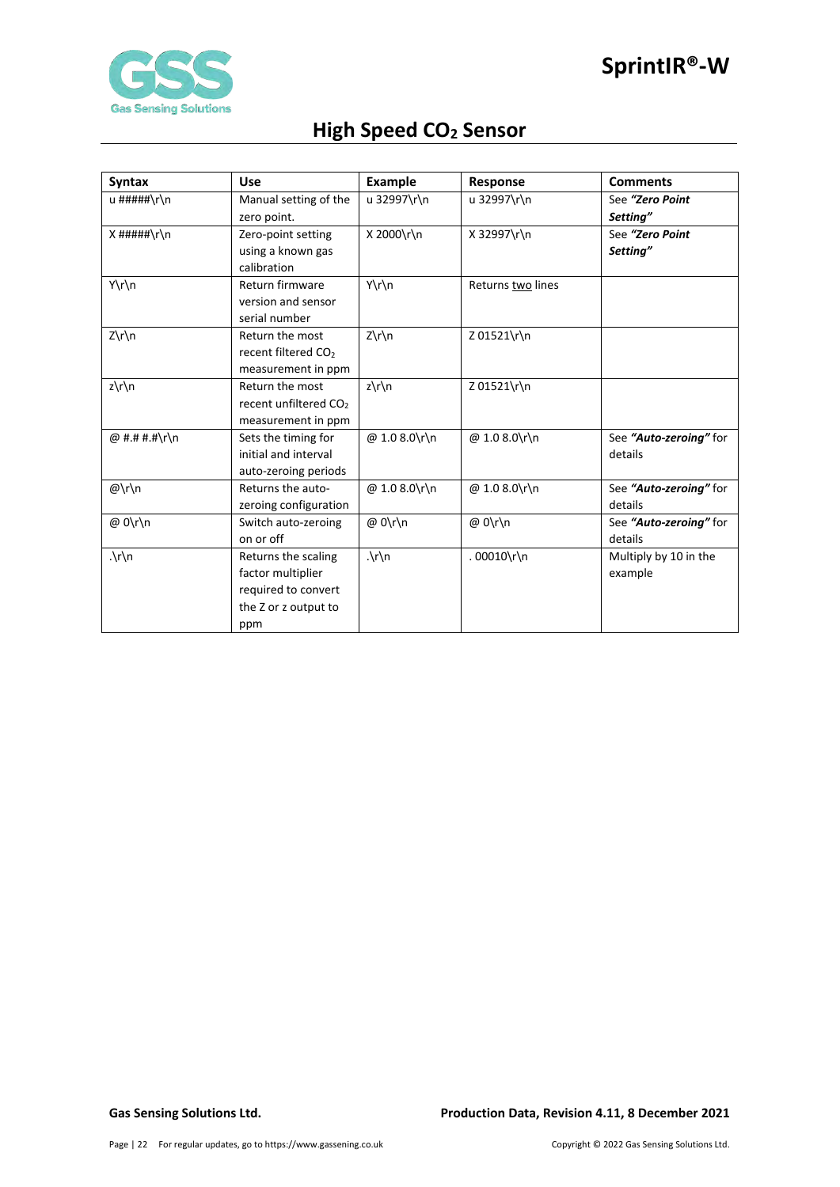| Syntax | Use | Example | Response | Comments |
|---|---|---|---|---|
| u #####\r\n | Manual setting of the zero point. | u 32997\r\n | u 32997\r\n | See ***"Zero Point Setting"*** |
| X #####\r\n | Zero-point setting using a known gas calibration | X 2000\r\n | X 32997\r\n | See ***"Zero Point Setting"*** |
| Y\r\n | Return firmware version and sensor serial number | Y\r\n | Returns <u>two</u> lines | |
| Z\r\n | Return the most recent filtered $CO_2$ measurement in ppm | Z\r\n | Z 01521\r\n | |
| z\r\n | Return the most recent unfiltered $CO_2$ measurement in ppm | z\r\n | Z 01521\r\n | |
| @ #.# #.#\r\n | Sets the timing for initial and interval auto-zeroing periods | @ 1.0 8.0\r\n | @ 1.0 8.0\r\n | See ***"Auto-zeroing"*** for details |
| @\r\n | Returns the auto-zeroing configuration | @ 1.0 8.0\r\n | @ 1.0 8.0\r\n | See ***"Auto-zeroing"*** for details |
| @ 0\r\n | Switch auto-zeroing on or off | @ 0\r\n | @ 0\r\n | See ***"Auto-zeroing"*** for details |
| .\r\n | Returns the scaling factor multiplier required to convert the Z or z output to ppm | .\r\n | . 00010\r\n | Multiply by 10 in the example |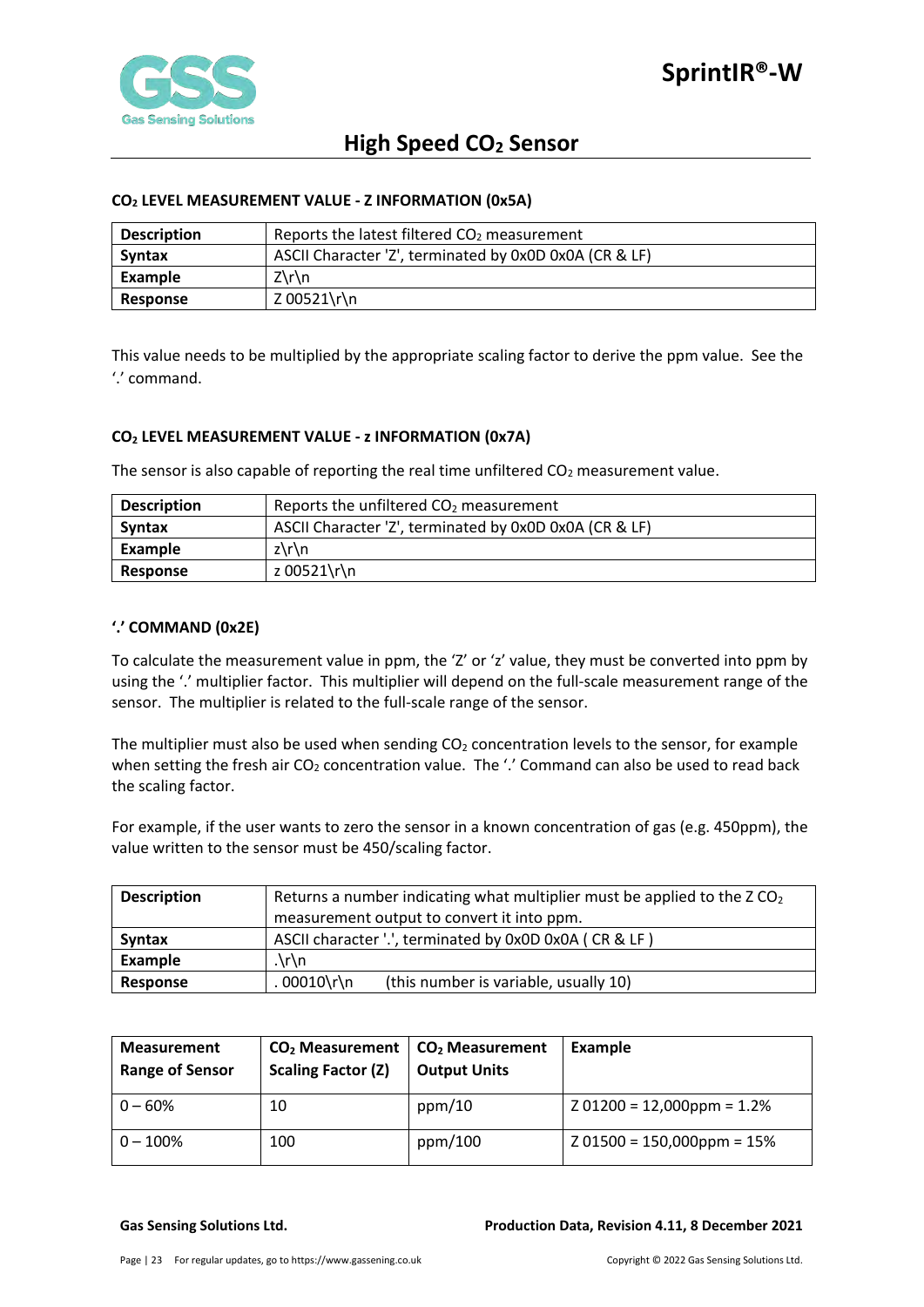### $CO_2$ LEVEL MEASUREMENT VALUE - Z INFORMATION (0x5A)

| **Description** | Reports the latest filtered $CO_2$ measurement |
|---|---|
| **Syntax** | ASCII Character 'Z', terminated by 0x0D 0x0A (CR & LF) |
| **Example** | Z\r\n |
| **Response** | Z 00521\r\n |

This value needs to be multiplied by the appropriate scaling factor to derive the ppm value. See the '.' command.

### $CO_2$ LEVEL MEASUREMENT VALUE - z INFORMATION (0x7A)

The sensor is also capable of reporting the real time unfiltered $CO_2$ measurement value.

| **Description** | Reports the unfiltered $CO_2$ measurement |
|---|---|
| **Syntax** | ASCII Character 'Z', terminated by 0x0D 0x0A (CR & LF) |
| **Example** | z\r\n |
| **Response** | z 00521\r\n |

### '.' COMMAND (0x2E)

To calculate the measurement value in ppm, the 'Z' or 'z' value, they must be converted into ppm by using the '.' multiplier factor. This multiplier will depend on the full-scale measurement range of the sensor. The multiplier is related to the full-scale range of the sensor.

The multiplier must also be used when sending $CO_2$ concentration levels to the sensor, for example when setting the fresh air $CO_2$ concentration value. The '.' Command can also be used to read back the scaling factor.

For example, if the user wants to zero the sensor in a known concentration of gas (e.g. 450ppm), the value written to the sensor must be 450/scaling factor.

| **Description** | Returns a number indicating what multiplier must be applied to the Z $CO_2$ measurement output to convert it into ppm. |
|---|---|
| **Syntax** | ASCII character '.', terminated by 0x0D 0x0A ( CR & LF ) |
| **Example** | .\r\n |
| **Response** | . 00010\r\n (this number is variable, usually 10) |

| **Measurement Range of Sensor** | **$CO_2$ Measurement Scaling Factor (Z)** | **$CO_2$ Measurement Output Units** | **Example** |
|---|---|---|---|
| 0 – 60% | 10 | ppm/10 | Z 01200 = 12,000ppm = 1.2% |
| 0 – 100% | 100 | ppm/100 | Z 01500 = 150,000ppm = 15% |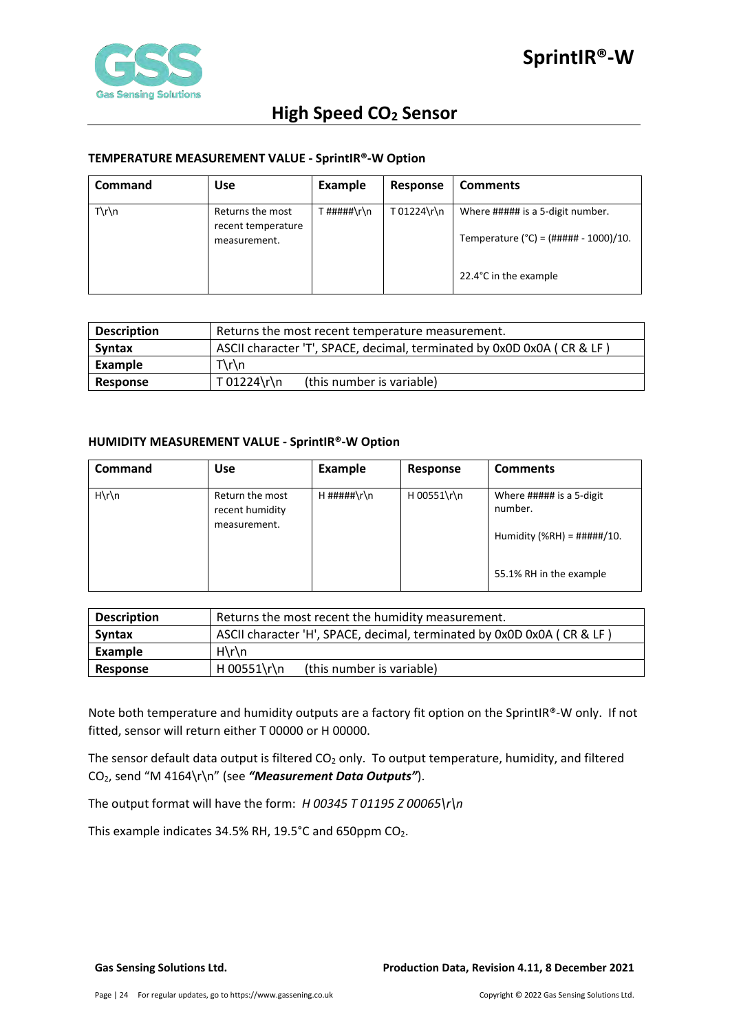#### TEMPERATURE MEASUREMENT VALUE - SprintIR®-W Option

| Command | Use | Example | Response | Comments |
|---|---|---|---|---|
| T\r\n | Returns the most recent temperature measurement. | T #####\r\n | T 01224\r\n | Where ##### is a 5-digit number.<br>Temperature (°C) = (##### - 1000)/10.<br>22.4°C in the example |

| | |
|---|---|
| **Description** | Returns the most recent temperature measurement. |
| **Syntax** | ASCII character 'T', SPACE, decimal, terminated by 0x0D 0x0A ( CR & LF ) |
| **Example** | T\r\n |
| **Response** | T 01224\r\n (this number is variable) |

#### HUMIDITY MEASUREMENT VALUE - SprintIR®-W Option

| Command | Use | Example | Response | Comments |
|---|---|---|---|---|
| H\r\n | Return the most recent humidity measurement. | H #####\r\n | H 00551\r\n | Where ##### is a 5-digit number.<br>Humidity (%RH) = #####/10.<br>55.1% RH in the example |

| | |
|---|---|
| **Description** | Returns the most recent the humidity measurement. |
| **Syntax** | ASCII character 'H', SPACE, decimal, terminated by 0x0D 0x0A ( CR & LF ) |
| **Example** | H\r\n |
| **Response** | H 00551\r\n (this number is variable) |

Note both temperature and humidity outputs are a factory fit option on the SprintIR®-W only. If not fitted, sensor will return either T 00000 or H 00000.

The sensor default data output is filtered $CO_2$ only. To output temperature, humidity, and filtered $CO_2$, send "M 4164\r\n" (see ***"Measurement Data Outputs"***).

The output format will have the form: *H 00345 T 01195 Z 00065\r\n*

This example indicates 34.5% RH, 19.5°C and 650ppm $CO_2$.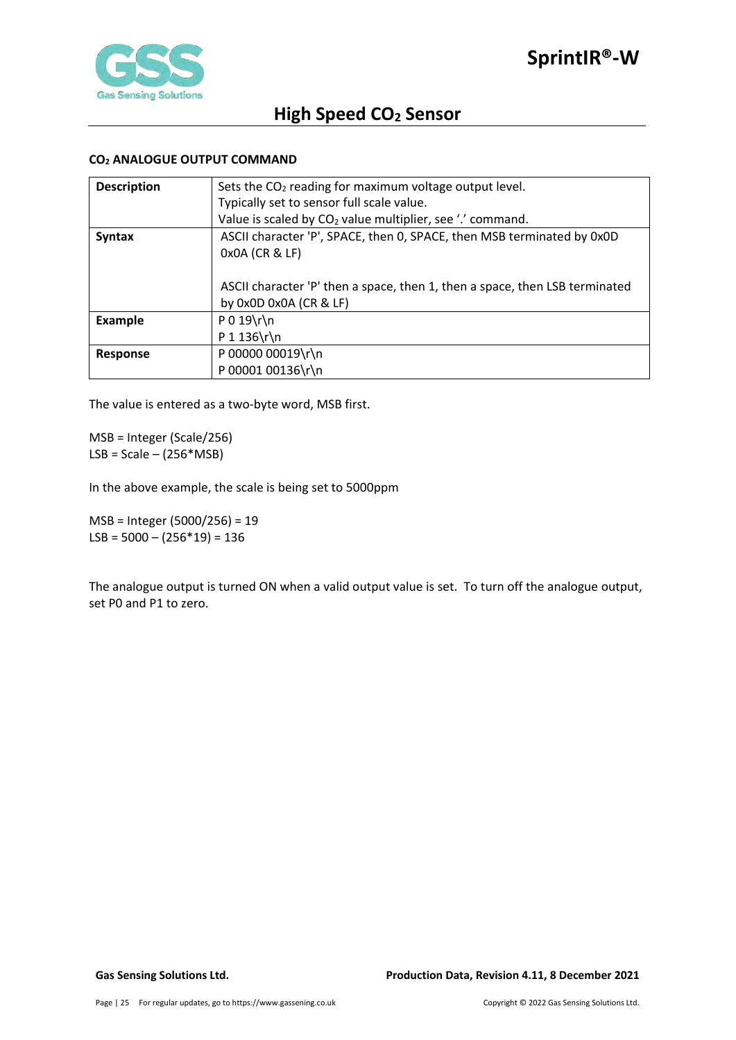### $CO_2$ ANALOGUE OUTPUT COMMAND

| | |
|---|---|
| **Description** | Sets the $CO_2$ reading for maximum voltage output level.<br>Typically set to sensor full scale value.<br>Value is scaled by $CO_2$ value multiplier, see '.' command. |
| **Syntax** | ASCII character 'P', SPACE, then 0, SPACE, then MSB terminated by 0x0D 0x0A (CR & LF)<br><br>ASCII character 'P' then a space, then 1, then a space, then LSB terminated by 0x0D 0x0A (CR & LF) |
| **Example** | P 0 19\r\n<br>P 1 136\r\n |
| **Response** | P 00000 00019\r\n<br>P 00001 00136\r\n |

The value is entered as a two-byte word, MSB first.

MSB = Integer (Scale/256)
LSB = Scale – (256*MSB)

In the above example, the scale is being set to 5000ppm

MSB = Integer (5000/256) = 19
LSB = 5000 – (256*19) = 136

The analogue output is turned ON when a valid output value is set. To turn off the analogue output, set P0 and P1 to zero.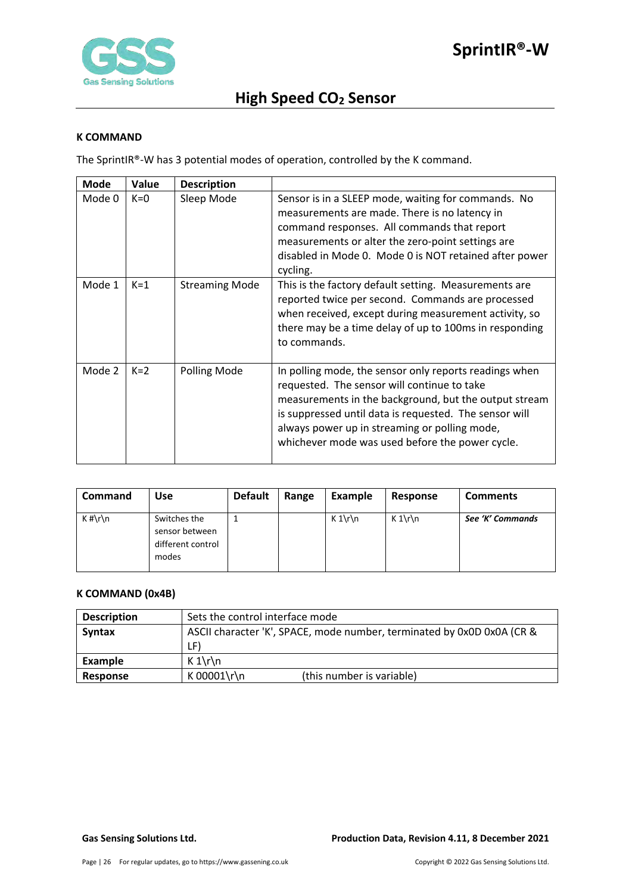### K COMMAND

The SprintIR®-W has 3 potential modes of operation, controlled by the K command.

| Mode | Value | Description | |
|---|---|---|---|
| Mode 0 | K=0 | Sleep Mode | Sensor is in a SLEEP mode, waiting for commands. No measurements are made. There is no latency in command responses. All commands that report measurements or alter the zero-point settings are disabled in Mode 0. Mode 0 is NOT retained after power cycling. |
| Mode 1 | K=1 | Streaming Mode | This is the factory default setting. Measurements are reported twice per second. Commands are processed when received, except during measurement activity, so there may be a time delay of up to 100ms in responding to commands. |
| Mode 2 | K=2 | Polling Mode | In polling mode, the sensor only reports readings when requested. The sensor will continue to take measurements in the background, but the output stream is suppressed until data is requested. The sensor will always power up in streaming or polling mode, whichever mode was used before the power cycle. |

| Command | Use | Default | Range | Example | Response | Comments |
|---|---|---|---|---|---|---|
| K #\r\n | Switches the sensor between different control modes | 1 | | K 1\r\n | K 1\r\n | ***See 'K' Commands*** |

### K COMMAND (0x4B)

| | |
|---|---|
| **Description** | Sets the control interface mode |
| **Syntax** | ASCII character 'K', SPACE, mode number, terminated by 0x0D 0x0A (CR & LF) |
| **Example** | K 1\r\n |
| **Response** | K 00001\r\n (this number is variable) |

**Gas Sensing Solutions Ltd.** **Production Data, Revision 4.11, 8 December 2021**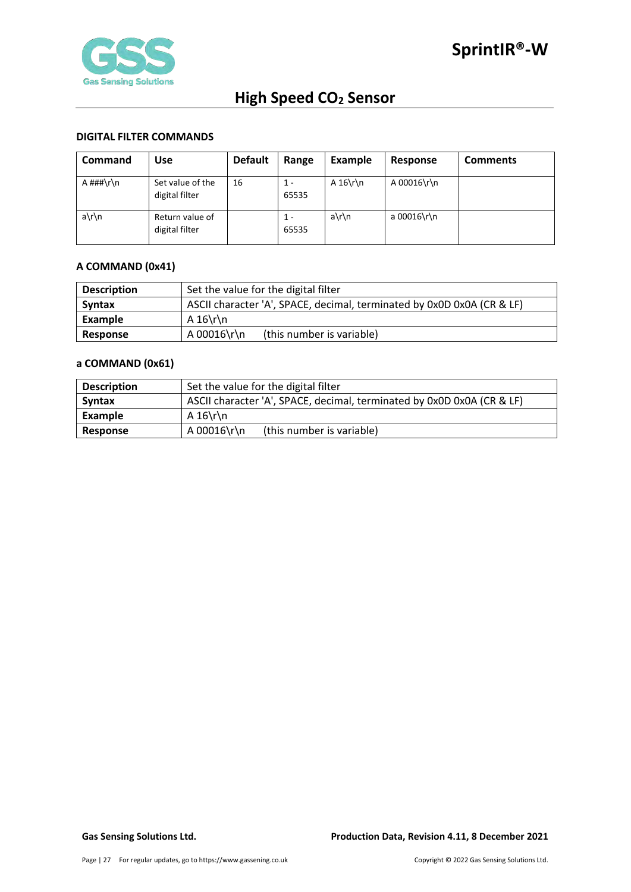### DIGITAL FILTER COMMANDS

| Command | Use | Default | Range | Example | Response | Comments |
|---|---|---|---|---|---|---|
| A ###\r\n | Set value of the digital filter | 16 | 1 - 65535 | A 16\r\n | A 00016\r\n | |
| a\r\n | Return value of digital filter | | 1 - 65535 | a\r\n | a 00016\r\n | |

### A COMMAND (0x41)

| | |
|---|---|
| **Description** | Set the value for the digital filter |
| **Syntax** | ASCII character 'A', SPACE, decimal, terminated by 0x0D 0x0A (CR & LF) |
| **Example** | A 16\r\n |
| **Response** | A 00016\r\n (this number is variable) |

### a COMMAND (0x61)

| | |
|---|---|
| **Description** | Set the value for the digital filter |
| **Syntax** | ASCII character 'A', SPACE, decimal, terminated by 0x0D 0x0A (CR & LF) |
| **Example** | A 16\r\n |
| **Response** | A 00016\r\n (this number is variable) |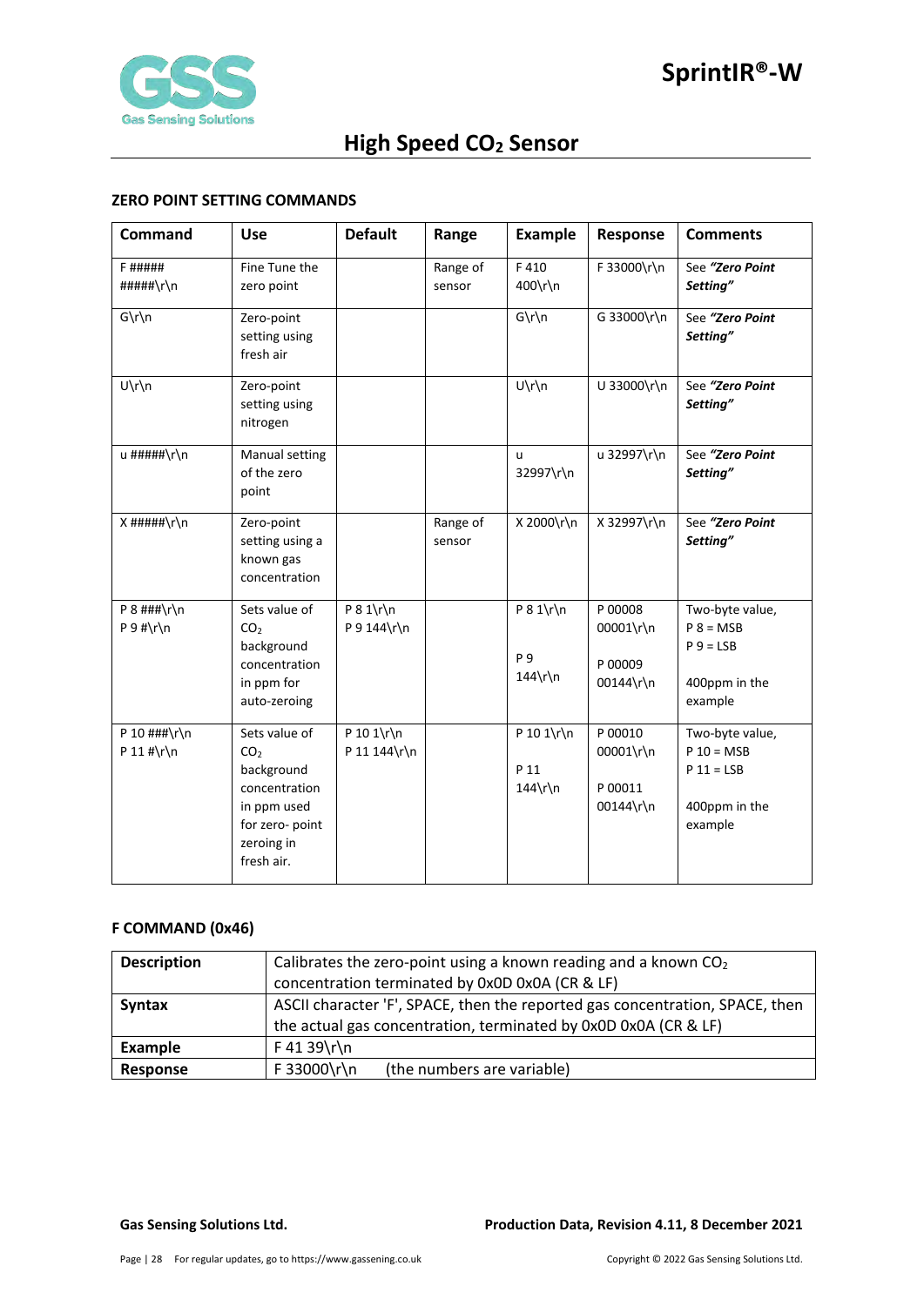### ZERO POINT SETTING COMMANDS

| Command | Use | Default | Range | Example | Response | Comments |
|---|---|---|---|---|---|---|
| F ##### #####\r\n | Fine Tune the zero point | | Range of sensor | F 410 400\r\n | F 33000\r\n | See ***"Zero Point Setting"*** |
| G\r\n | Zero-point setting using fresh air | | | G\r\n | G 33000\r\n | See ***"Zero Point Setting"*** |
| U\r\n | Zero-point setting using nitrogen | | | U\r\n | U 33000\r\n | See ***"Zero Point Setting"*** |
| u #####\r\n | Manual setting of the zero point | | | u 32997\r\n | u 32997\r\n | See ***"Zero Point Setting"*** |
| X #####\r\n | Zero-point setting using a known gas concentration | | Range of sensor | X 2000\r\n | X 32997\r\n | See ***"Zero Point Setting"*** |
| P 8 ###\r\n P 9 #\r\n | Sets value of $CO_2$ background concentration in ppm for auto-zeroing | P 8 1\r\n P 9 144\r\n | | P 8 1\r\n P 9 144\r\n | P 00008 00001\r\n P 00009 00144\r\n | Two-byte value, P 8 = MSB P 9 = LSB 400ppm in the example |
| P 10 ###\r\n P 11 #\r\n | Sets value of $CO_2$ background concentration in ppm used for zero- point zeroing in fresh air. | P 10 1\r\n P 11 144\r\n | | P 10 1\r\n P 11 144\r\n | P 00010 00001\r\n P 00011 00144\r\n | Two-byte value, P 10 = MSB P 11 = LSB 400ppm in the example |

### F COMMAND (0x46)

| | |
|---|---|
| **Description** | Calibrates the zero-point using a known reading and a known $CO_2$ concentration terminated by 0x0D 0x0A (CR & LF) |
| **Syntax** | ASCII character 'F', SPACE, then the reported gas concentration, SPACE, then the actual gas concentration, terminated by 0x0D 0x0A (CR & LF) |
| **Example** | F 41 39\r\n |
| **Response** | F 33000\r\n (the numbers are variable) |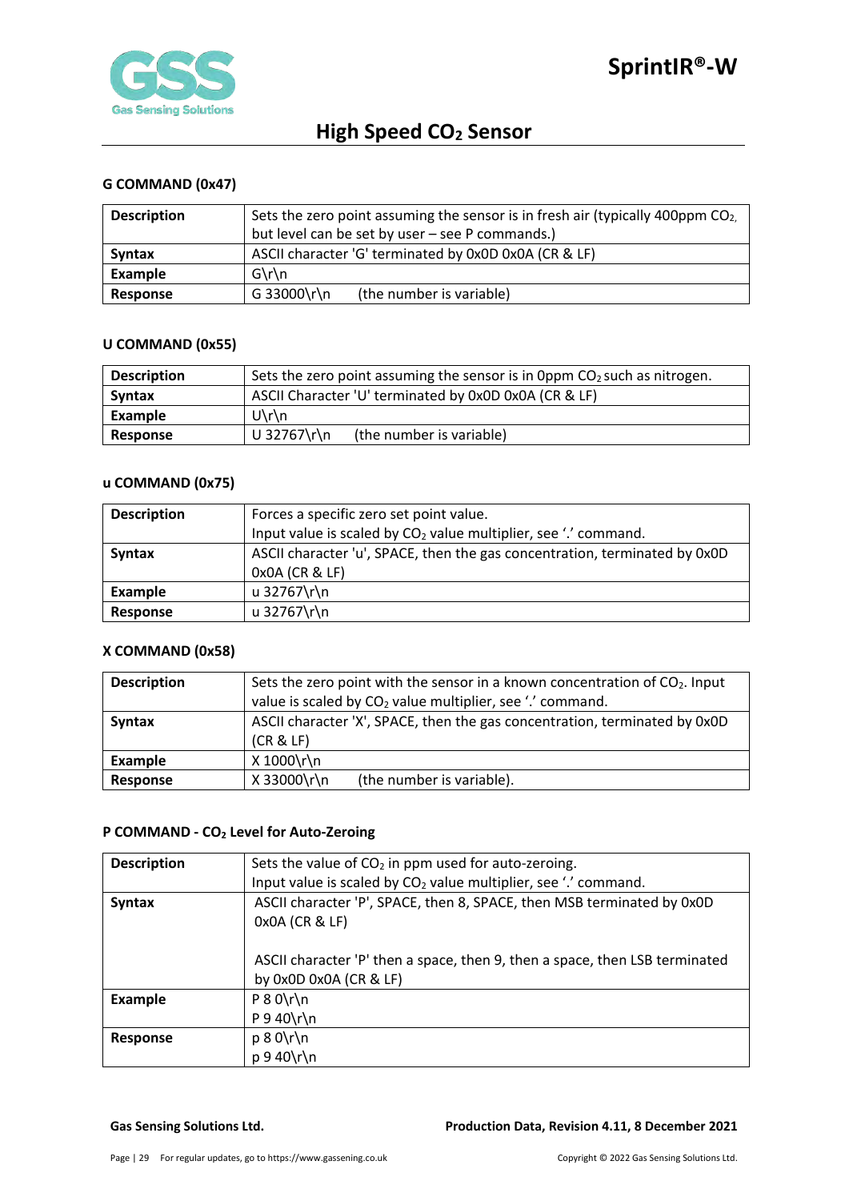### G COMMAND (0x47)

| **Description** | Sets the zero point assuming the sensor is in fresh air (typically 400ppm $CO_2$, but level can be set by user – see P commands.) |
|---|---|
| **Syntax** | ASCII character 'G' terminated by 0x0D 0x0A (CR & LF) |
| **Example** | G\r\n |
| **Response** | G 33000\r\n (the number is variable) |

### U COMMAND (0x55)

| **Description** | Sets the zero point assuming the sensor is in 0ppm $CO_2$ such as nitrogen. |
|---|---|
| **Syntax** | ASCII Character 'U' terminated by 0x0D 0x0A (CR & LF) |
| **Example** | U\r\n |
| **Response** | U 32767\r\n (the number is variable) |

### u COMMAND (0x75)

| **Description** | Forces a specific zero set point value.<br>Input value is scaled by $CO_2$ value multiplier, see '.' command. |
|---|---|
| **Syntax** | ASCII character 'u', SPACE, then the gas concentration, terminated by 0x0D 0x0A (CR & LF) |
| **Example** | u 32767\r\n |
| **Response** | u 32767\r\n |

### X COMMAND (0x58)

| **Description** | Sets the zero point with the sensor in a known concentration of $CO_2$. Input value is scaled by $CO_2$ value multiplier, see '.' command. |
|---|---|
| **Syntax** | ASCII character 'X', SPACE, then the gas concentration, terminated by 0x0D (CR & LF) |
| **Example** | X 1000\r\n |
| **Response** | X 33000\r\n (the number is variable). |

### P COMMAND - $CO_2$ Level for Auto-Zeroing

| **Description** | Sets the value of $CO_2$ in ppm used for auto-zeroing.<br>Input value is scaled by $CO_2$ value multiplier, see '.' command. |
|---|---|
| **Syntax** | ASCII character 'P', SPACE, then 8, SPACE, then MSB terminated by 0x0D 0x0A (CR & LF)<br><br>ASCII character 'P' then a space, then 9, then a space, then LSB terminated by 0x0D 0x0A (CR & LF) |
| **Example** | P 8 0\r\n<br>P 9 40\r\n |
| **Response** | p 8 0\r\n<br>p 9 40\r\n |

**Gas Sensing Solutions Ltd.** **Production Data, Revision 4.11, 8 December 2021**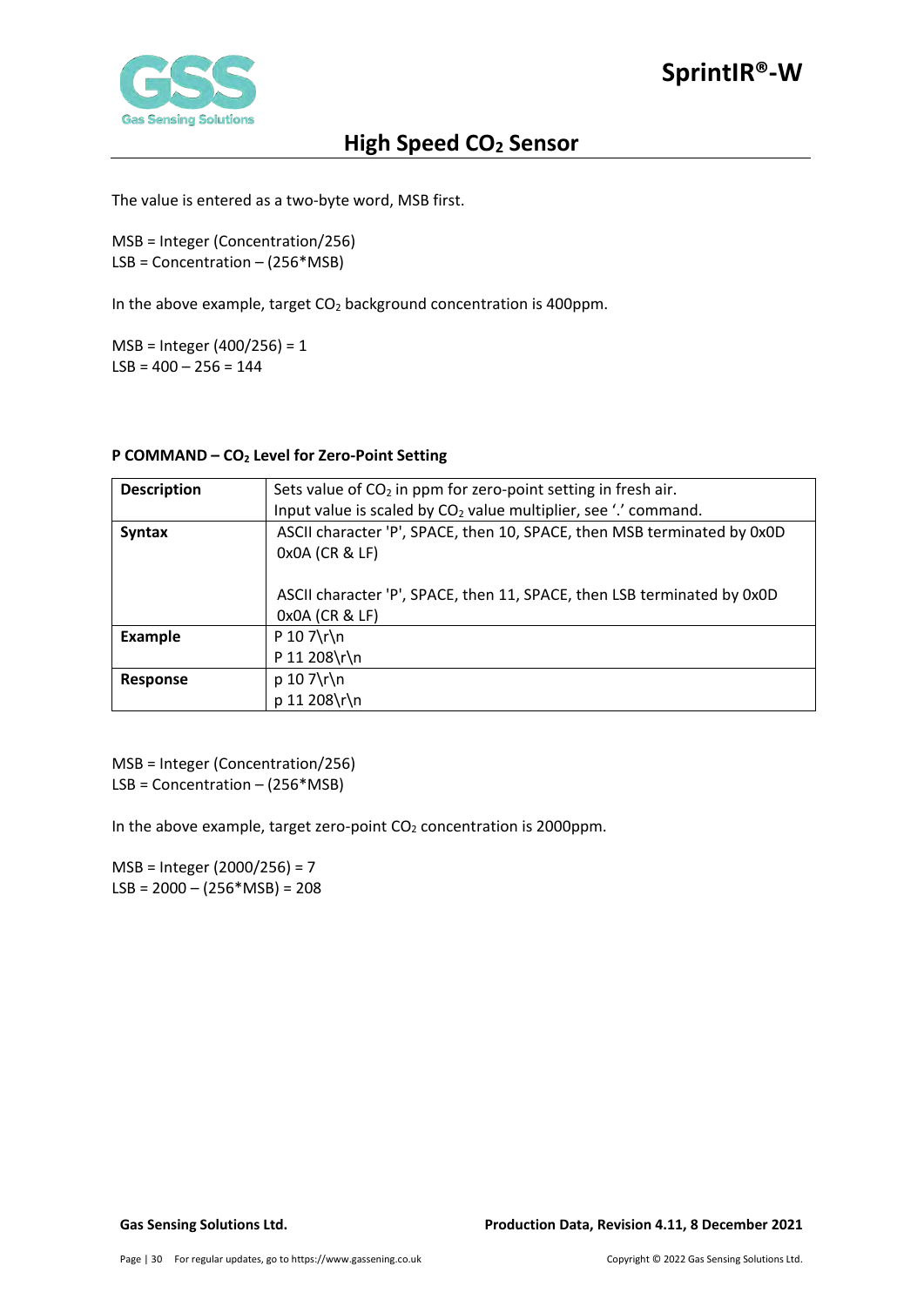The value is entered as a two-byte word, MSB first.

MSB = Integer (Concentration/256)
LSB = Concentration – (256*MSB)

In the above example, target $CO_2$ background concentration is 400ppm.

MSB = Integer (400/256) = 1
LSB = 400 – 256 = 144

#### P COMMAND – $CO_2$ Level for Zero-Point Setting

| **Description** | Sets value of $CO_2$ in ppm for zero-point setting in fresh air.<br>Input value is scaled by $CO_2$ value multiplier, see '.' command. |
|---|---|
| **Syntax** | ASCII character 'P', SPACE, then 10, SPACE, then MSB terminated by 0x0D 0x0A (CR & LF)<br><br>ASCII character 'P', SPACE, then 11, SPACE, then LSB terminated by 0x0D 0x0A (CR & LF) |
| **Example** | P 10 7\r\n<br>P 11 208\r\n |
| **Response** | p 10 7\r\n<br>p 11 208\r\n |

MSB = Integer (Concentration/256)
LSB = Concentration – (256*MSB)

In the above example, target zero-point $CO_2$ concentration is 2000ppm.

MSB = Integer (2000/256) = 7
LSB = 2000 – (256*MSB) = 208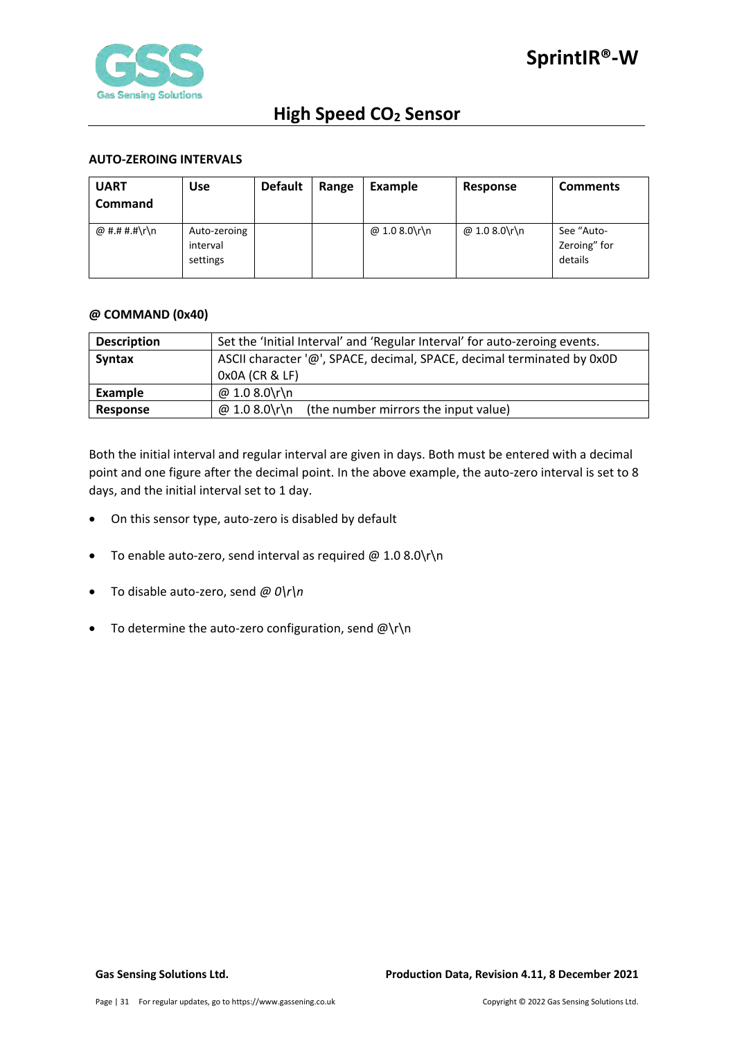### AUTO-ZEROING INTERVALS

| UART Command | Use | Default | Range | Example | Response | Comments |
|---|---|---|---|---|---|---|
| @ #.# #.#\r\n | Auto-zeroing interval settings | | | @ 1.0 8.0\r\n | @ 1.0 8.0\r\n | See “Auto-Zeroing” for details |

### @ COMMAND (0x40)

| | |
|---|---|
| **Description** | Set the ‘Initial Interval’ and ‘Regular Interval’ for auto-zeroing events. |
| **Syntax** | ASCII character '@', SPACE, decimal, SPACE, decimal terminated by 0x0D 0x0A (CR & LF) |
| **Example** | @ 1.0 8.0\r\n |
| **Response** | @ 1.0 8.0\r\n (the number mirrors the input value) |

Both the initial interval and regular interval are given in days. Both must be entered with a decimal point and one figure after the decimal point. In the above example, the auto-zero interval is set to 8 days, and the initial interval set to 1 day.

- On this sensor type, auto-zero is disabled by default
- To enable auto-zero, send interval as required @ 1.0 8.0\r\n
- To disable auto-zero, send *@ 0\r\n*
- To determine the auto-zero configuration, send @\r\n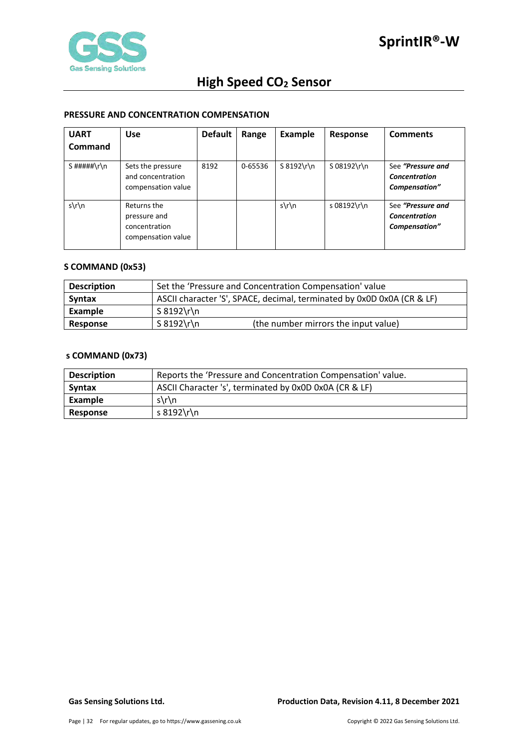## PRESSURE AND CONCENTRATION COMPENSATION

| UART Command | Use | Default | Range | Example | Response | Comments |
|---|---|---|---|---|---|---|
| S #####\r\n | Sets the pressure and concentration compensation value | 8192 | 0-65536 | S 8192\r\n | S 08192\r\n | See ***"Pressure and Concentration Compensation"*** |
| s\r\n | Returns the pressure and concentration compensation value | | | s\r\n | s 08192\r\n | See ***"Pressure and Concentration Compensation"*** |

## S COMMAND (0x53)

| | |
|---|---|
| **Description** | Set the 'Pressure and Concentration Compensation' value |
| **Syntax** | ASCII character 'S', SPACE, decimal, terminated by 0x0D 0x0A (CR & LF) |
| **Example** | S 8192\r\n |
| **Response** | S 8192\r\n (the number mirrors the input value) |

## s COMMAND (0x73)

| | |
|---|---|
| **Description** | Reports the 'Pressure and Concentration Compensation' value. |
| **Syntax** | ASCII Character 's', terminated by 0x0D 0x0A (CR & LF) |
| **Example** | s\r\n |
| **Response** | s 8192\r\n |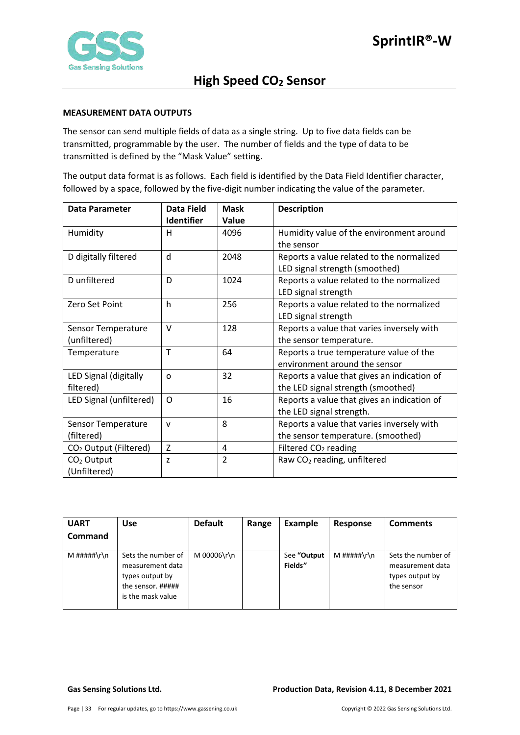## MEASUREMENT DATA OUTPUTS

The sensor can send multiple fields of data as a single string. Up to five data fields can be transmitted, programmable by the user. The number of fields and the type of data to be transmitted is defined by the "Mask Value" setting.

The output data format is as follows. Each field is identified by the Data Field Identifier character, followed by a space, followed by the five-digit number indicating the value of the parameter.

| Data Parameter | Data Field Identifier | Mask Value | Description |
|---|---|---|---|
| Humidity | H | 4096 | Humidity value of the environment around the sensor |
| D digitally filtered | d | 2048 | Reports a value related to the normalized LED signal strength (smoothed) |
| D unfiltered | D | 1024 | Reports a value related to the normalized LED signal strength |
| Zero Set Point | h | 256 | Reports a value related to the normalized LED signal strength |
| Sensor Temperature (unfiltered) | V | 128 | Reports a value that varies inversely with the sensor temperature. |
| Temperature | T | 64 | Reports a true temperature value of the environment around the sensor |
| LED Signal (digitally filtered) | o | 32 | Reports a value that gives an indication of the LED signal strength (smoothed) |
| LED Signal (unfiltered) | O | 16 | Reports a value that gives an indication of the LED signal strength. |
| Sensor Temperature (filtered) | v | 8 | Reports a value that varies inversely with the sensor temperature. (smoothed) |
| $CO_2$ Output (Filtered) | Z | 4 | Filtered $CO_2$ reading |
| $CO_2$ Output (Unfiltered) | z | 2 | Raw $CO_2$ reading, unfiltered |

| UART Command | Use | Default | Range | Example | Response | Comments |
|---|---|---|---|---|---|---|
| M #####\r\n | Sets the number of measurement data types output by the sensor. ##### is the mask value | M 00006\r\n | | See **"Output Fields"** | M #####\r\n | Sets the number of measurement data types output by the sensor |

**Gas Sensing Solutions Ltd.** **Production Data, Revision 4.11, 8 December 2021**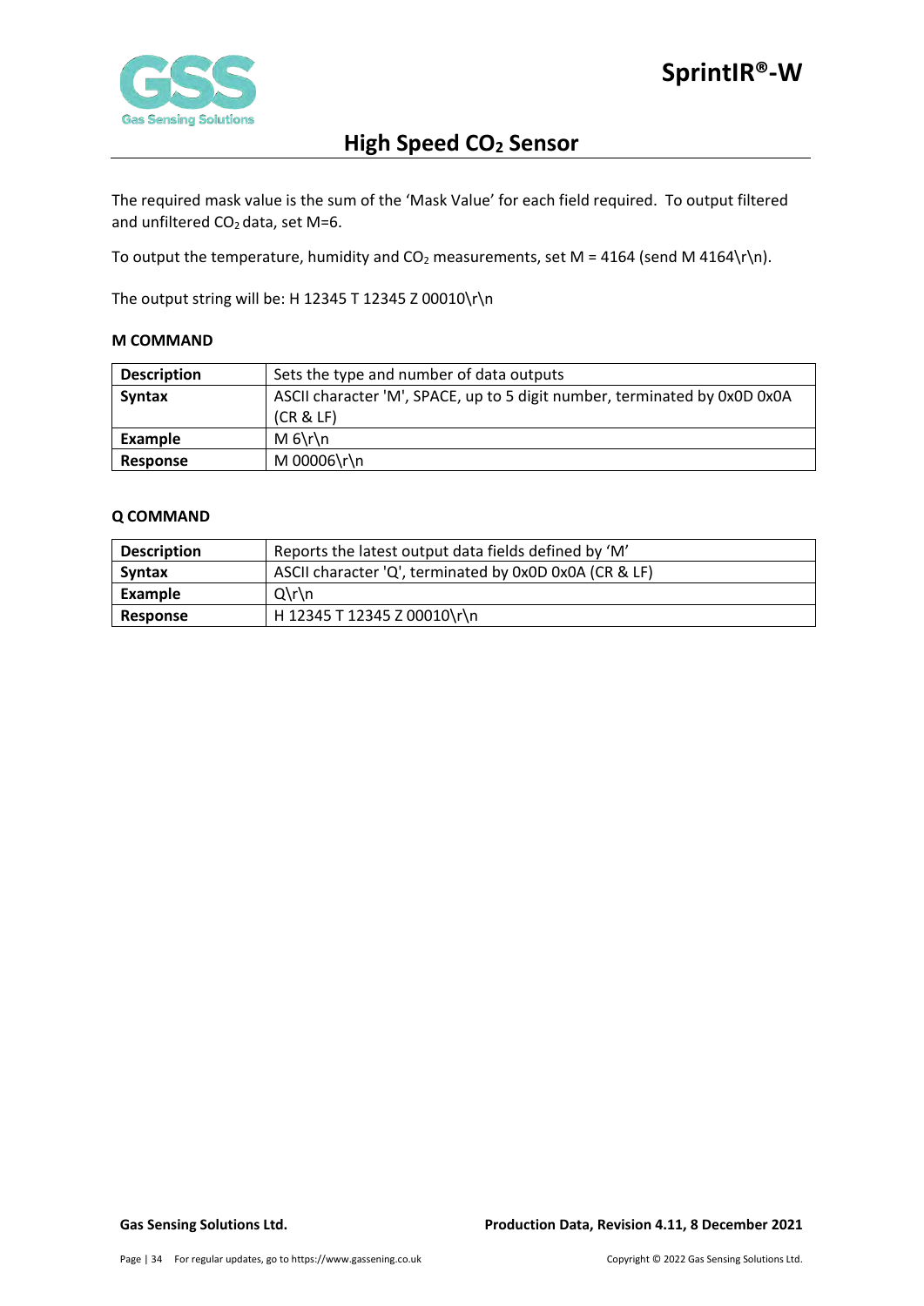The required mask value is the sum of the 'Mask Value' for each field required. To output filtered and unfiltered $CO_2$ data, set M=6.

To output the temperature, humidity and $CO_2$ measurements, set M = 4164 (send M 4164\r\n).

The output string will be: H 12345 T 12345 Z 00010\r\n

#### M COMMAND

| | |
|---|---|
| **Description** | Sets the type and number of data outputs |
| **Syntax** | ASCII character 'M', SPACE, up to 5 digit number, terminated by 0x0D 0x0A (CR & LF) |
| **Example** | M 6\r\n |
| **Response** | M 00006\r\n |

#### Q COMMAND

| | |
|---|---|
| **Description** | Reports the latest output data fields defined by 'M' |
| **Syntax** | ASCII character 'Q', terminated by 0x0D 0x0A (CR & LF) |
| **Example** | Q\r\n |
| **Response** | H 12345 T 12345 Z 00010\r\n |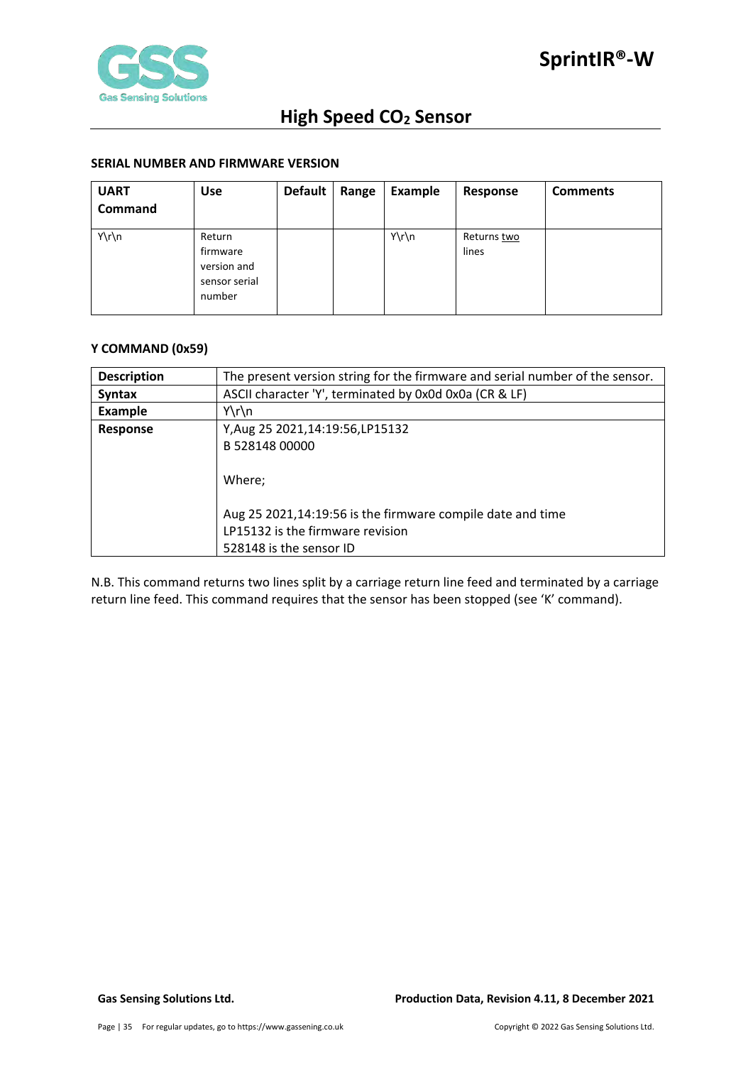**SERIAL NUMBER AND FIRMWARE VERSION**

| UART Command | Use | Default | Range | Example | Response | Comments |
|---|---|---|---|---|---|---|
| Y\r\n | Return firmware version and sensor serial number | | | Y\r\n | Returns two lines | |

**Y COMMAND (0x59)**

| | |
|---|---|
| **Description** | The present version string for the firmware and serial number of the sensor. |
| **Syntax** | ASCII character 'Y', terminated by 0x0d 0x0a (CR & LF) |
| **Example** | Y\r\n |
| **Response** | Y,Aug 25 2021,14:19:56,LP15132<br>B 528148 00000<br><br>Where;<br><br>Aug 25 2021,14:19:56 is the firmware compile date and time<br>LP15132 is the firmware revision<br>528148 is the sensor ID |

N.B. This command returns two lines split by a carriage return line feed and terminated by a carriage return line feed. This command requires that the sensor has been stopped (see 'K' command).

**Gas Sensing Solutions Ltd.** **Production Data, Revision 4.11, 8 December 2021**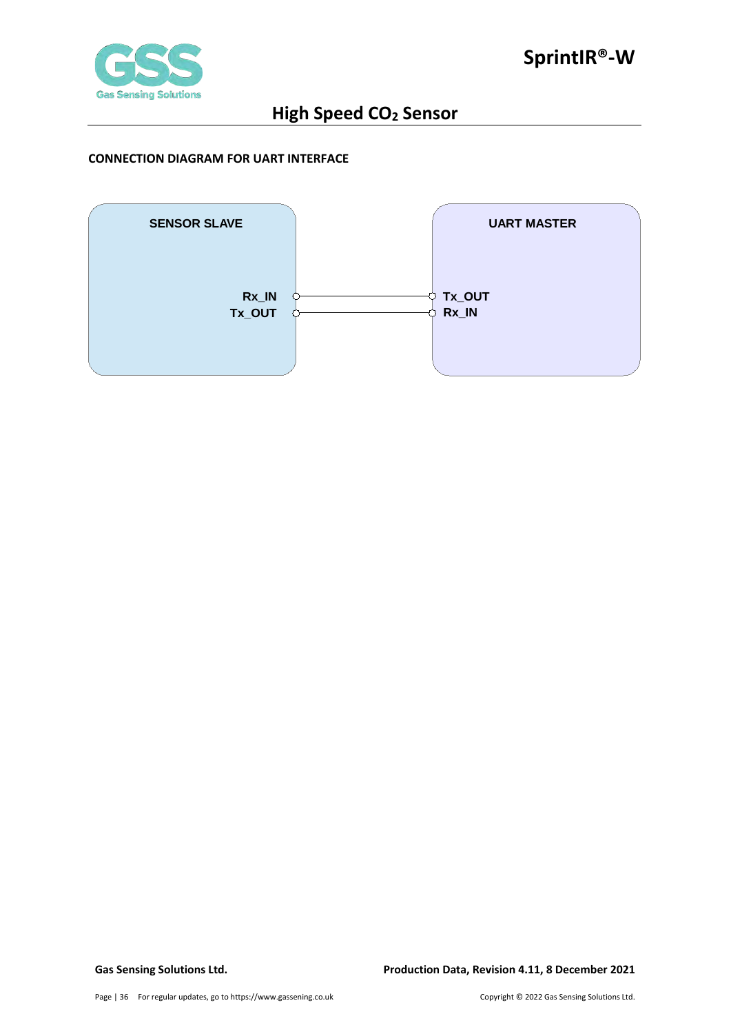#### CONNECTION DIAGRAM FOR UART INTERFACE

SENSOR SLAVE

Rx_IN
Tx_OUT

UART MASTER

Tx_OUT
Rx_IN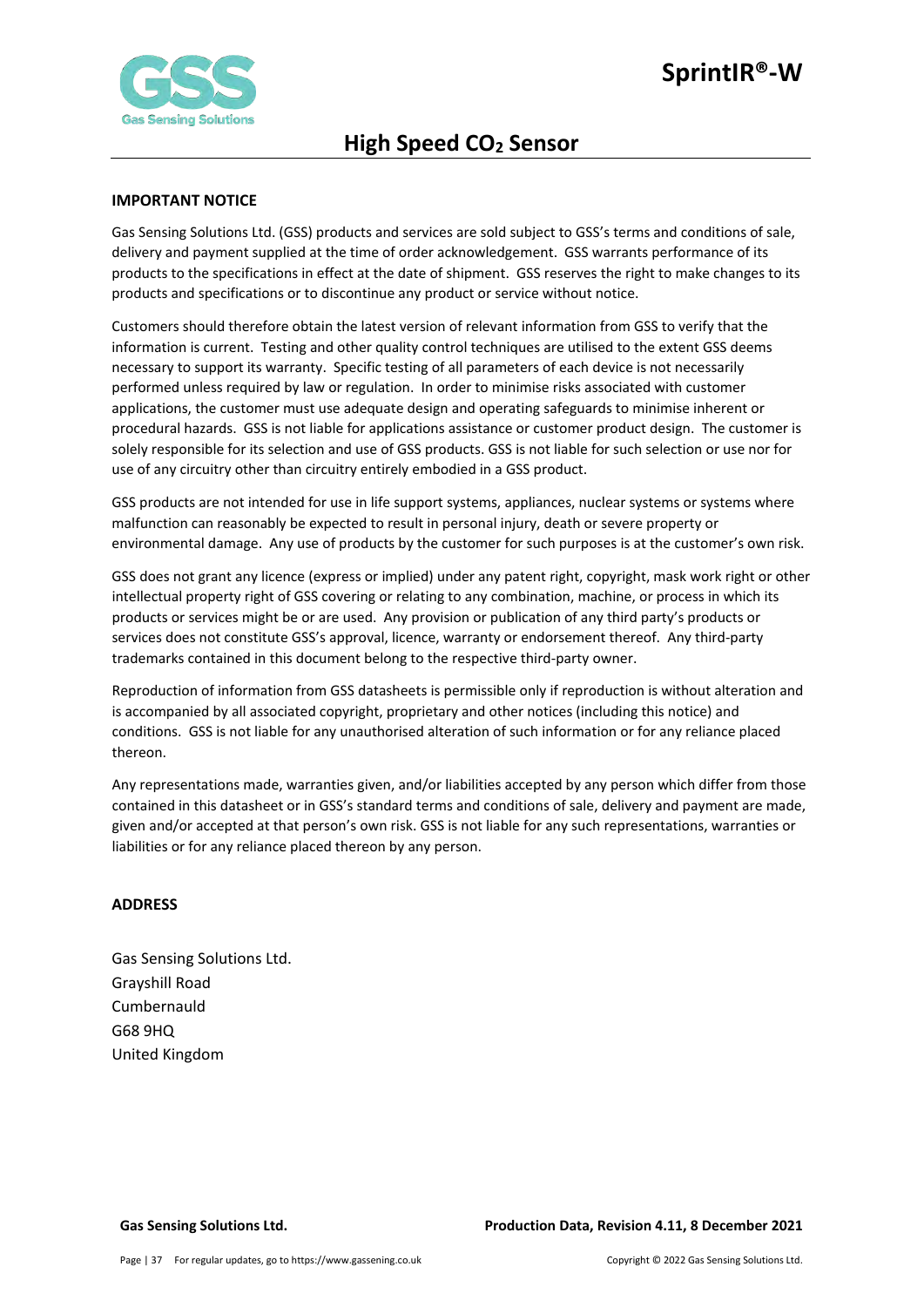**IMPORTANT NOTICE**

Gas Sensing Solutions Ltd. (GSS) products and services are sold subject to GSS's terms and conditions of sale, delivery and payment supplied at the time of order acknowledgement. GSS warrants performance of its products to the specifications in effect at the date of shipment. GSS reserves the right to make changes to its products and specifications or to discontinue any product or service without notice.

Customers should therefore obtain the latest version of relevant information from GSS to verify that the information is current. Testing and other quality control techniques are utilised to the extent GSS deems necessary to support its warranty. Specific testing of all parameters of each device is not necessarily performed unless required by law or regulation. In order to minimise risks associated with customer applications, the customer must use adequate design and operating safeguards to minimise inherent or procedural hazards. GSS is not liable for applications assistance or customer product design. The customer is solely responsible for its selection and use of GSS products. GSS is not liable for such selection or use nor for use of any circuitry other than circuitry entirely embodied in a GSS product.

GSS products are not intended for use in life support systems, appliances, nuclear systems or systems where malfunction can reasonably be expected to result in personal injury, death or severe property or environmental damage. Any use of products by the customer for such purposes is at the customer's own risk.

GSS does not grant any licence (express or implied) under any patent right, copyright, mask work right or other intellectual property right of GSS covering or relating to any combination, machine, or process in which its products or services might be or are used. Any provision or publication of any third party's products or services does not constitute GSS's approval, licence, warranty or endorsement thereof. Any third-party trademarks contained in this document belong to the respective third-party owner.

Reproduction of information from GSS datasheets is permissible only if reproduction is without alteration and is accompanied by all associated copyright, proprietary and other notices (including this notice) and conditions. GSS is not liable for any unauthorised alteration of such information or for any reliance placed thereon.

Any representations made, warranties given, and/or liabilities accepted by any person which differ from those contained in this datasheet or in GSS's standard terms and conditions of sale, delivery and payment are made, given and/or accepted at that person's own risk. GSS is not liable for any such representations, warranties or liabilities or for any reliance placed thereon by any person.

**ADDRESS**

Gas Sensing Solutions Ltd.
Grayshill Road
Cumbernauld
G68 9HQ
United Kingdom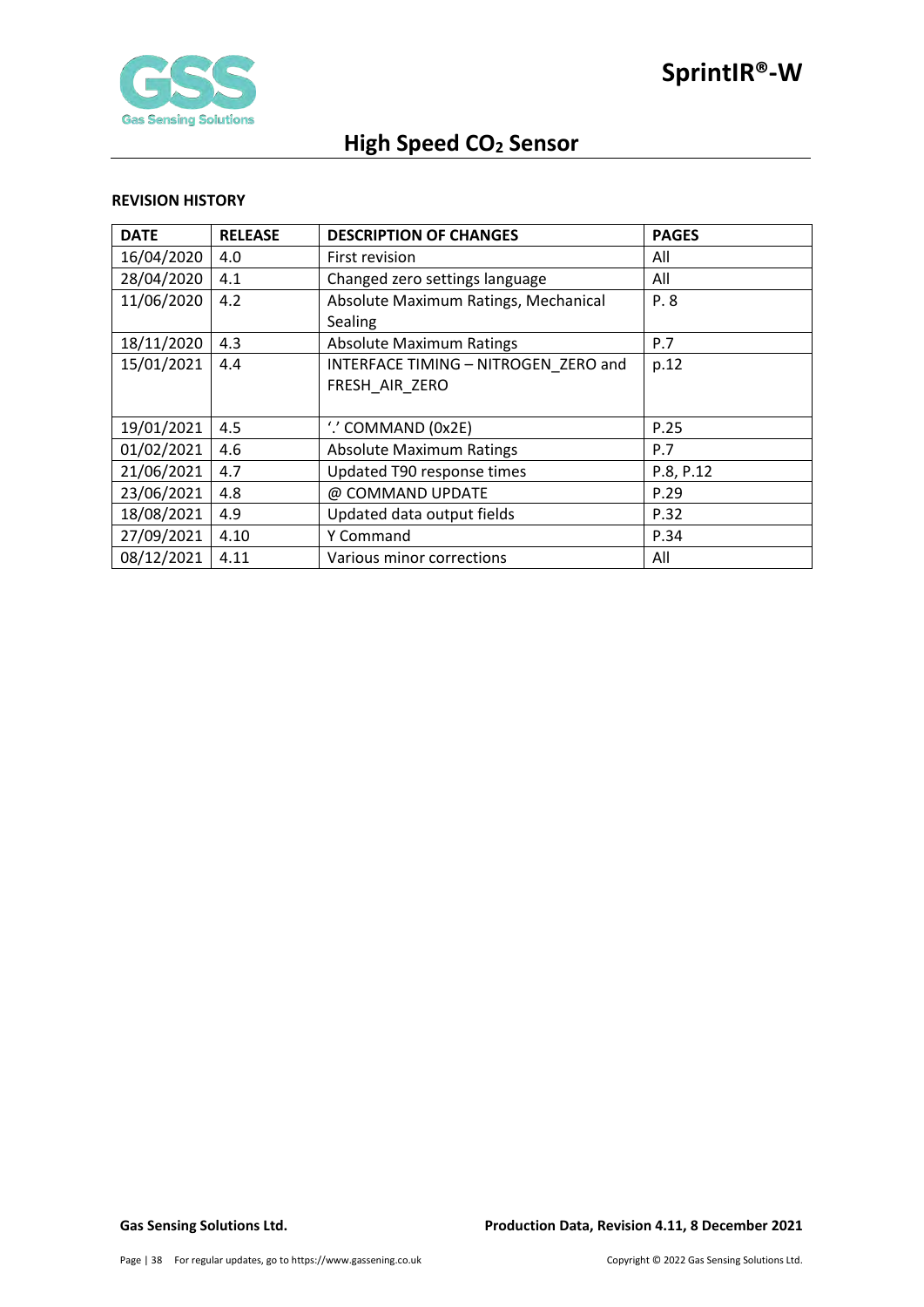**REVISION HISTORY**

| DATE | RELEASE | DESCRIPTION OF CHANGES | PAGES |
|---|---|---|---|
| 16/04/2020 | 4.0 | First revision | All |
| 28/04/2020 | 4.1 | Changed zero settings language | All |
| 11/06/2020 | 4.2 | Absolute Maximum Ratings, Mechanical Sealing | P. 8 |
| 18/11/2020 | 4.3 | Absolute Maximum Ratings | P.7 |
| 15/01/2021 | 4.4 | INTERFACE TIMING – NITROGEN_ZERO and FRESH_AIR_ZERO | p.12 |
| 19/01/2021 | 4.5 | '.' COMMAND (0x2E) | P.25 |
| 01/02/2021 | 4.6 | Absolute Maximum Ratings | P.7 |
| 21/06/2021 | 4.7 | Updated T90 response times | P.8, P.12 |
| 23/06/2021 | 4.8 | @ COMMAND UPDATE | P.29 |
| 18/08/2021 | 4.9 | Updated data output fields | P.32 |
| 27/09/2021 | 4.10 | Y Command | P.34 |
| 08/12/2021 | 4.11 | Various minor corrections | All |